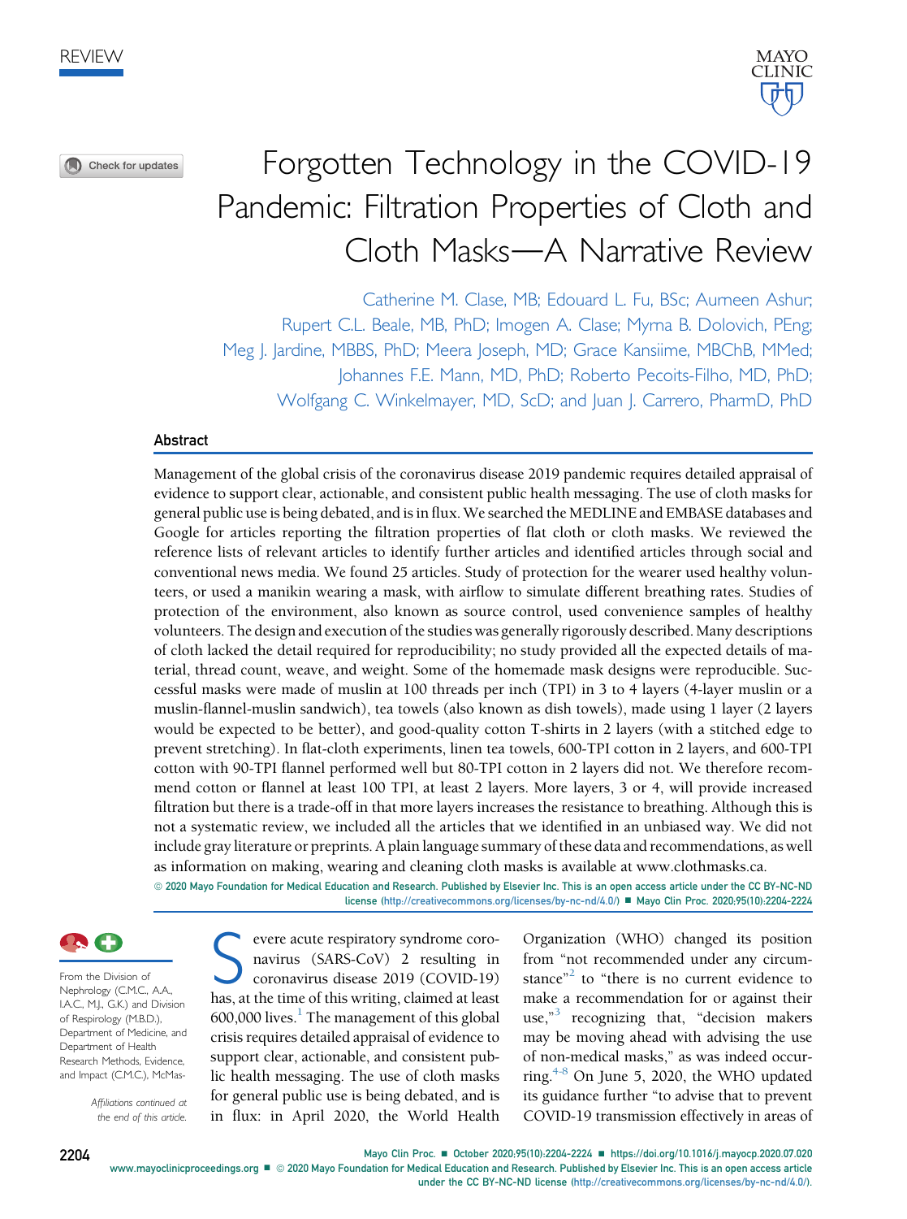REVIEW

# Forgotten Technology in the COVID-19 Pandemic: Filtration Properties of Cloth and Cloth Masks—A Narrative Review

Catherine M. Clase, MB; Edouard L. Fu, BSc; Aumeen Ashur; Rupert C.L. Beale, MB, PhD; Imogen A. Clase; Myrna B. Dolovich, PEng; Meg J. Jardine, MBBS, PhD; Meera Joseph, MD; Grace Kansiime, MBChB, MMed; Johannes F.E. Mann, MD, PhD; Roberto Pecoits-Filho, MD, PhD; Wolfgang C. Winkelmayer, MD, ScD; and Juan J. Carrero, PharmD, PhD

## Abstract

Management of the global crisis of the coronavirus disease 2019 pandemic requires detailed appraisal of evidence to support clear, actionable, and consistent public health messaging. The use of cloth masks for general public use is being debated, and is in flux. We searched the MEDLINE and EMBASE databases and Google for articles reporting the filtration properties of flat cloth or cloth masks. We reviewed the reference lists of relevant articles to identify further articles and identified articles through social and conventional news media. We found 25 articles. Study of protection for the wearer used healthy volunteers, or used a manikin wearing a mask, with airflow to simulate different breathing rates. Studies of protection of the environment, also known as source control, used convenience samples of healthy volunteers. The design and execution of the studies was generally rigorously described. Many descriptions of cloth lacked the detail required for reproducibility; no study provided all the expected details of material, thread count, weave, and weight. Some of the homemade mask designs were reproducible. Successful masks were made of muslin at 100 threads per inch (TPI) in 3 to 4 layers (4-layer muslin or a muslin-flannel-muslin sandwich), tea towels (also known as dish towels), made using 1 layer (2 layers would be expected to be better), and good-quality cotton T-shirts in 2 layers (with a stitched edge to prevent stretching). In flat-cloth experiments, linen tea towels, 600-TPI cotton in 2 layers, and 600-TPI cotton with 90-TPI flannel performed well but 80-TPI cotton in 2 layers did not. We therefore recommend cotton or flannel at least 100 TPI, at least 2 layers. More layers, 3 or 4, will provide increased filtration but there is a trade-off in that more layers increases the resistance to breathing. Although this is not a systematic review, we included all the articles that we identified in an unbiased way. We did not include gray literature or preprints. A plain language summary of these data and recommendations, as well as information on making, wearing and cleaning cloth masks is available at www.clothmasks.ca.

© 2020 Mayo Foundation for Medical Education and Research. Published by Elsevier Inc. This is an open access article under the CC BY-NC-ND license (http://creativecommons.org/licenses/by-nc-nd/4.0/) ■ Mayo Clin Proc. 2020;95(10):2204-2224

From the Division of Nephrology (C.M.C., A.A., I.A.C., M.J., G.K.) and Division of Respirology (M.B.D.), Department of Medicine, and Department of Health Research Methods, Evidence, and Impact (C.M.C.), McMas-

*Affiliations continued at the end of this article.*

Severe acute respiratory syndrome coronavirus (SARS-CoV) 2 resulting in coronavirus disease 2019 (COVID-19) has, at the time of this writing, claimed at least 600,000 lives.[1] The management of this global crisis requires detailed appraisal of evidence to support clear, actionable, and consistent public health messaging. The use of cloth masks for general public use is being debated, and is in flux: in April 2020, the World Health Organization (WHO) changed its position from "not recommended under any circumstance"[2] to "there is no current evidence to make a recommendation for or against their use,"[3] recognizing that, "decision makers may be moving ahead with advising the use of non-medical masks," as was indeed occurring.[4-8] On June 5, 2020, the WHO updated its guidance further "to advise that to prevent COVID-19 transmission effectively in areas of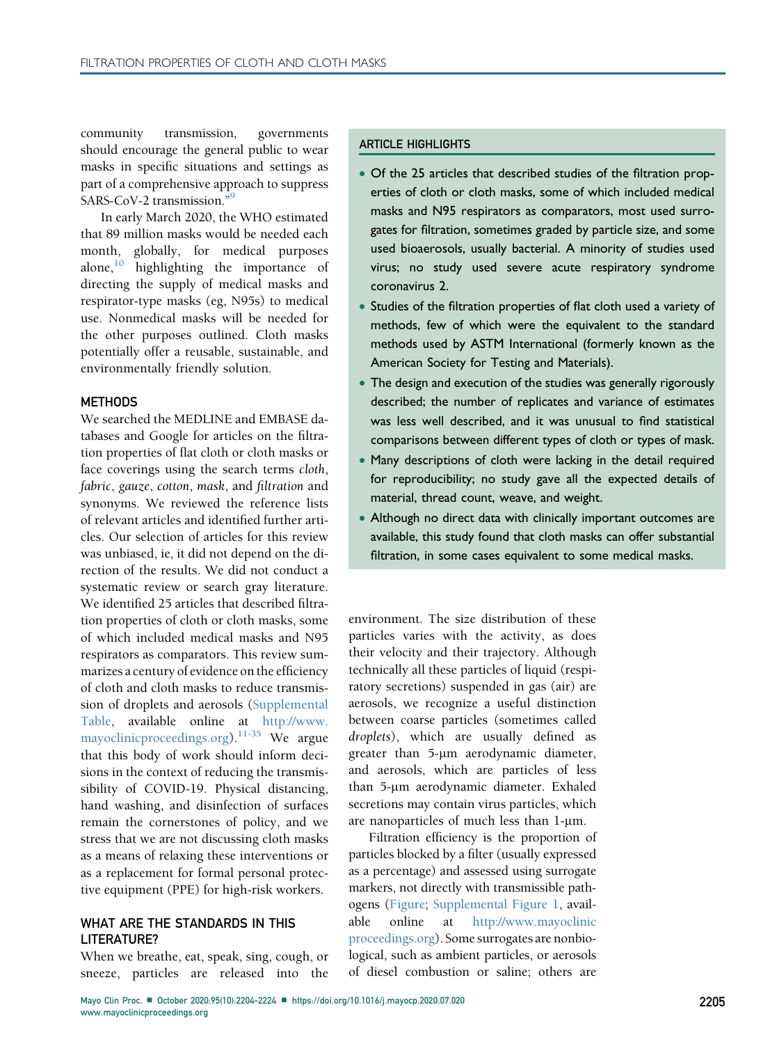community transmission, governments should encourage the general public to wear masks in specific situations and settings as part of a comprehensive approach to suppress SARS-CoV-2 transmission."[9]

In early March 2020, the WHO estimated that 89 million masks would be needed each month, globally, for medical purposes alone,[10] highlighting the importance of directing the supply of medical masks and respirator-type masks (eg, N95s) to medical use. Nonmedical masks will be needed for the other purposes outlined. Cloth masks potentially offer a reusable, sustainable, and environmentally friendly solution.

## METHODS

We searched the MEDLINE and EMBASE databases and Google for articles on the filtration properties of flat cloth or cloth masks or face coverings using the search terms *cloth*, *fabric*, *gauze*, *cotton*, *mask*, and *filtration* and synonyms. We reviewed the reference lists of relevant articles and identified further articles. Our selection of articles for this review was unbiased, ie, it did not depend on the direction of the results. We did not conduct a systematic review or search gray literature. We identified 25 articles that described filtration properties of cloth or cloth masks, some of which included medical masks and N95 respirators as comparators. This review summarizes a century of evidence on the efficiency of cloth and cloth masks to reduce transmission of droplets and aerosols (Supplemental Table, available online at http://www.mayoclinicproceedings.org).[11-35] We argue that this body of work should inform decisions in the context of reducing the transmissibility of COVID-19. Physical distancing, hand washing, and disinfection of surfaces remain the cornerstones of policy, and we stress that we are not discussing cloth masks as a means of relaxing these interventions or as a replacement for formal personal protective equipment (PPE) for high-risk workers.

## ARTICLE HIGHLIGHTS

- Of the 25 articles that described studies of the filtration properties of cloth or cloth masks, some of which included medical masks and N95 respirators as comparators, most used surrogates for filtration, sometimes graded by particle size, and some used bioaerosols, usually bacterial. A minority of studies used virus; no study used severe acute respiratory syndrome coronavirus 2.
- Studies of the filtration properties of flat cloth used a variety of methods, few of which were the equivalent to the standard methods used by ASTM International (formerly known as the American Society for Testing and Materials).
- The design and execution of the studies was generally rigorously described; the number of replicates and variance of estimates was less well described, and it was unusual to find statistical comparisons between different types of cloth or types of mask.
- Many descriptions of cloth were lacking in the detail required for reproducibility; no study gave all the expected details of material, thread count, weave, and weight.
- Although no direct data with clinically important outcomes are available, this study found that cloth masks can offer substantial filtration, in some cases equivalent to some medical masks.

## WHAT ARE THE STANDARDS IN THIS LITERATURE?

When we breathe, eat, speak, sing, cough, or sneeze, particles are released into the environment. The size distribution of these particles varies with the activity, as does their velocity and their trajectory. Although technically all these particles of liquid (respiratory secretions) suspended in gas (air) are aerosols, we recognize a useful distinction between coarse particles (sometimes called *droplets*), which are usually defined as greater than 5-µm aerodynamic diameter, and aerosols, which are particles of less than 5-µm aerodynamic diameter. Exhaled secretions may contain virus particles, which are nanoparticles of much less than 1-µm.

Filtration efficiency is the proportion of particles blocked by a filter (usually expressed as a percentage) and assessed using surrogate markers, not directly with transmissible pathogens (Figure; Supplemental Figure 1, available online at http://www.mayoclinicproceedings.org). Some surrogates are nonbiological, such as ambient particles, or aerosols of diesel combustion or saline; others are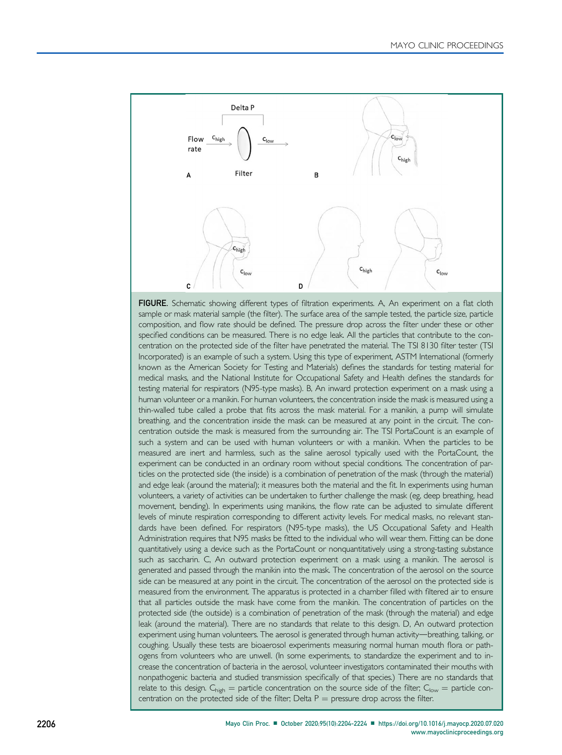**FIGURE.** Schematic showing different types of filtration experiments. A, An experiment on a flat cloth sample or mask material sample (the filter). The surface area of the sample tested, the particle size, particle composition, and flow rate should be defined. The pressure drop across the filter under these or other specified conditions can be measured. There is no edge leak. All the particles that contribute to the concentration on the protected side of the filter have penetrated the material. The TSI 8130 filter tester (TSI Incorporated) is an example of such a system. Using this type of experiment, ASTM International (formerly known as the American Society for Testing and Materials) defines the standards for testing material for medical masks, and the National Institute for Occupational Safety and Health defines the standards for testing material for respirators (N95-type masks). B, An inward protection experiment on a mask using a human volunteer or a manikin. For human volunteers, the concentration inside the mask is measured using a thin-walled tube called a probe that fits across the mask material. For a manikin, a pump will simulate breathing, and the concentration inside the mask can be measured at any point in the circuit. The concentration outside the mask is measured from the surrounding air. The TSI PortaCount is an example of such a system and can be used with human volunteers or with a manikin. When the particles to be measured are inert and harmless, such as the saline aerosol typically used with the PortaCount, the experiment can be conducted in an ordinary room without special conditions. The concentration of particles on the protected side (the inside) is a combination of penetration of the mask (through the material) and edge leak (around the material); it measures both the material and the fit. In experiments using human volunteers, a variety of activities can be undertaken to further challenge the mask (eg, deep breathing, head movement, bending). In experiments using manikins, the flow rate can be adjusted to simulate different levels of minute respiration corresponding to different activity levels. For medical masks, no relevant standards have been defined. For respirators (N95-type masks), the US Occupational Safety and Health Administration requires that N95 masks be fitted to the individual who will wear them. Fitting can be done quantitatively using a device such as the PortaCount or nonquantitatively using a strong-tasting substance such as saccharin. C, An outward protection experiment on a mask using a manikin. The aerosol is generated and passed through the manikin into the mask. The concentration of the aerosol on the source side can be measured at any point in the circuit. The concentration of the aerosol on the protected side is measured from the environment. The apparatus is protected in a chamber filled with filtered air to ensure that all particles outside the mask have come from the manikin. The concentration of particles on the protected side (the outside) is a combination of penetration of the mask (through the material) and edge leak (around the material). There are no standards that relate to this design. D, An outward protection experiment using human volunteers. The aerosol is generated through human activity—breathing, talking, or coughing. Usually these tests are bioaerosol experiments measuring normal human mouth flora or pathogens from volunteers who are unwell. (In some experiments, to standardize the experiment and to increase the concentration of bacteria in the aerosol, volunteer investigators contaminated their mouths with nonpathogenic bacteria and studied transmission specifically of that species.) There are no standards that relate to this design. $C_{high}$ = particle concentration on the source side of the filter; $C_{low}$ = particle concentration on the protected side of the filter; Delta P = pressure drop across the filter.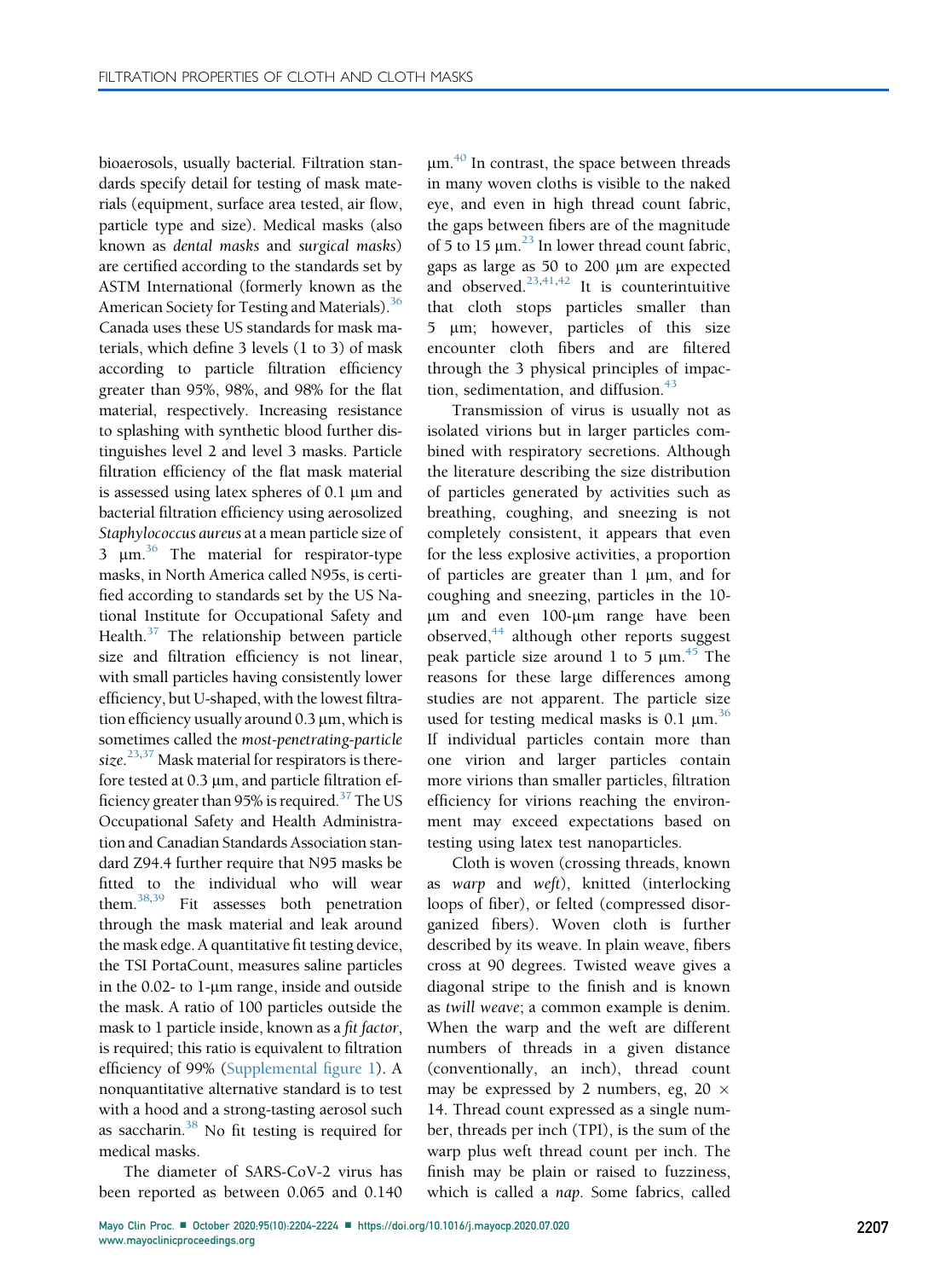bioaerosols, usually bacterial. Filtration standards specify detail for testing of mask materials (equipment, surface area tested, air flow, particle type and size). Medical masks (also known as *dental masks* and *surgical masks*) are certified according to the standards set by ASTM International (formerly known as the American Society for Testing and Materials).[36] Canada uses these US standards for mask materials, which define 3 levels (1 to 3) of mask according to particle filtration efficiency greater than 95%, 98%, and 98% for the flat material, respectively. Increasing resistance to splashing with synthetic blood further distinguishes level 2 and level 3 masks. Particle filtration efficiency of the flat mask material is assessed using latex spheres of 0.1 μm and bacterial filtration efficiency using aerosolized *Staphylococcus aureus* at a mean particle size of 3 μm.[36] The material for respirator-type masks, in North America called N95s, is certified according to standards set by the US National Institute for Occupational Safety and Health.[37] The relationship between particle size and filtration efficiency is not linear, with small particles having consistently lower efficiency, but U-shaped, with the lowest filtration efficiency usually around 0.3 μm, which is sometimes called the *most-penetrating-particle size*.[23,37] Mask material for respirators is therefore tested at 0.3 μm, and particle filtration efficiency greater than 95% is required.[37] The US Occupational Safety and Health Administration and Canadian Standards Association standard Z94.4 further require that N95 masks be fitted to the individual who will wear them.[38,39] Fit assesses both penetration through the mask material and leak around the mask edge. A quantitative fit testing device, the TSI PortaCount, measures saline particles in the 0.02- to 1-μm range, inside and outside the mask. A ratio of 100 particles outside the mask to 1 particle inside, known as a *fit factor*, is required; this ratio is equivalent to filtration efficiency of 99% (Supplemental figure 1). A nonquantitative alternative standard is to test with a hood and a strong-tasting aerosol such as saccharin.[38] No fit testing is required for medical masks.

The diameter of SARS-CoV-2 virus has been reported as between 0.065 and 0.140 μm.[40] In contrast, the space between threads in many woven cloths is visible to the naked eye, and even in high thread count fabric, the gaps between fibers are of the magnitude of 5 to 15 μm.[23] In lower thread count fabric, gaps as large as 50 to 200 μm are expected and observed.[23,41,42] It is counterintuitive that cloth stops particles smaller than 5 μm; however, particles of this size encounter cloth fibers and are filtered through the 3 physical principles of impaction, sedimentation, and diffusion.[43]

Transmission of virus is usually not as isolated virions but in larger particles combined with respiratory secretions. Although the literature describing the size distribution of particles generated by activities such as breathing, coughing, and sneezing is not completely consistent, it appears that even for the less explosive activities, a proportion of particles are greater than 1 μm, and for coughing and sneezing, particles in the 10-μm and even 100-μm range have been observed,[44] although other reports suggest peak particle size around 1 to 5 μm.[45] The reasons for these large differences among studies are not apparent. The particle size used for testing medical masks is 0.1 μm.[36] If individual particles contain more than one virion and larger particles contain more virions than smaller particles, filtration efficiency for virions reaching the environment may exceed expectations based on testing using latex test nanoparticles.

Cloth is woven (crossing threads, known as *warp* and *weft*), knitted (interlocking loops of fiber), or felted (compressed disorganized fibers). Woven cloth is further described by its weave. In plain weave, fibers cross at 90 degrees. Twisted weave gives a diagonal stripe to the finish and is known as *twill weave*; a common example is denim. When the warp and the weft are different numbers of threads in a given distance (conventionally, an inch), thread count may be expressed by 2 numbers, eg, 20 × 14. Thread count expressed as a single number, threads per inch (TPI), is the sum of the warp plus weft thread count per inch. The finish may be plain or raised to fuzziness, which is called a *nap*. Some fabrics, called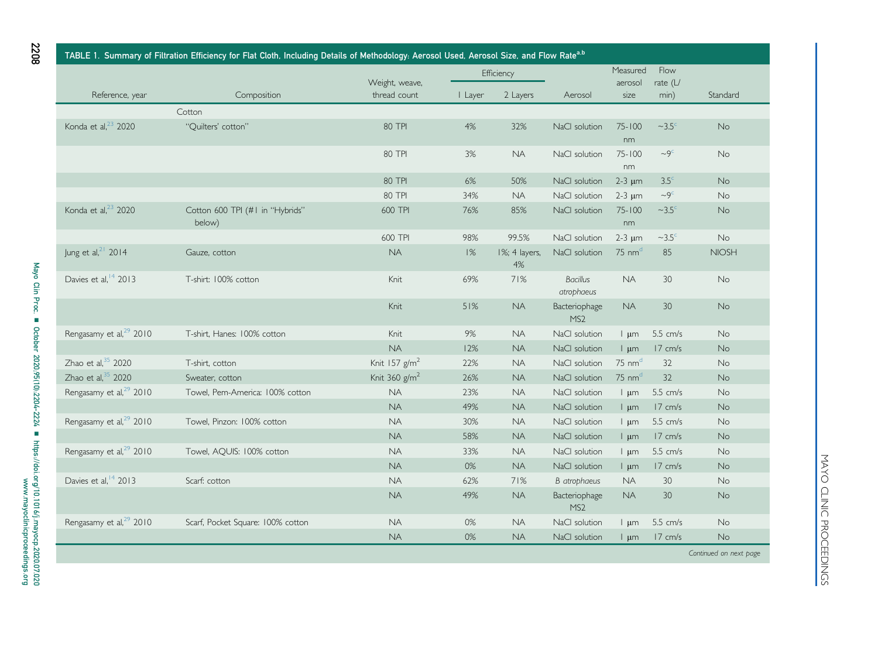TABLE 1. Summary of Filtration Efficiency for Flat Cloth, Including Details of Methodology: Aerosol Used, Aerosol Size, and Flow Rate[a,b]

| Reference, year | Composition | Weight, weave, thread count | Efficiency | | Aerosol | Measured aerosol size | Flow rate (L/min) | Standard |
|---|---|---|---|---|---|---|---|---|
| | | | 1 Layer | 2 Layers | | | | |
| | Cotton | | | | | | | |
| Konda et al,[23] 2020 | "Quilters' cotton" | 80 TPI | 4% | 32% | NaCl solution | 75-100 nm | ~3.5[c] | No |
| | | 80 TPI | 3% | NA | NaCl solution | 75-100 nm | ~9[c] | No |
| | | 80 TPI | 6% | 50% | NaCl solution | 2-3 μm | 3.5[c] | No |
| | | 80 TPI | 34% | NA | NaCl solution | 2-3 μm | ~9[c] | No |
| Konda et al,[23] 2020 | Cotton 600 TPI (#1 in "Hybrids" below) | 600 TPI | 76% | 85% | NaCl solution | 75-100 nm | ~3.5[c] | No |
| | | 600 TPI | 98% | 99.5% | NaCl solution | 2-3 μm | ~3.5[c] | No |
| Jung et al,[21] 2014 | Gauze, cotton | NA | 1% | 1%; 4 layers, 4% | NaCl solution | 75 nm[d] | 85 | NIOSH |
| Davies et al,[14] 2013 | T-shirt: 100% cotton | Knit | 69% | 71% | *Bacillus atrophaeus* | NA | 30 | No |
| | | Knit | 51% | NA | Bacteriophage MS2 | NA | 30 | No |
| Rengasamy et al,[29] 2010 | T-shirt, Hanes: 100% cotton | Knit | 9% | NA | NaCl solution | 1 μm | 5.5 cm/s | No |
| | | NA | 12% | NA | NaCl solution | 1 μm | 17 cm/s | No |
| Zhao et al,[35] 2020 | T-shirt, cotton | Knit 157 g/m$^2$ | 22% | NA | NaCl solution | 75 nm[d] | 32 | No |
| Zhao et al,[35] 2020 | Sweater, cotton | Knit 360 g/m$^2$ | 26% | NA | NaCl solution | 75 nm[d] | 32 | No |
| Rengasamy et al,[29] 2010 | Towel, Pem-America: 100% cotton | NA | 23% | NA | NaCl solution | 1 μm | 5.5 cm/s | No |
| | | NA | 49% | NA | NaCl solution | 1 μm | 17 cm/s | No |
| Rengasamy et al,[29] 2010 | Towel, Pinzon: 100% cotton | NA | 30% | NA | NaCl solution | 1 μm | 5.5 cm/s | No |
| | | NA | 58% | NA | NaCl solution | 1 μm | 17 cm/s | No |
| Rengasamy et al,[29] 2010 | Towel, AQUIS: 100% cotton | NA | 33% | NA | NaCl solution | 1 μm | 5.5 cm/s | No |
| | | NA | 0% | NA | NaCl solution | 1 μm | 17 cm/s | No |
| Davies et al,[14] 2013 | Scarf: cotton | NA | 62% | 71% | *B atrophaeus* | NA | 30 | No |
| | | NA | 49% | NA | Bacteriophage MS2 | NA | 30 | No |
| Rengasamy et al,[29] 2010 | Scarf, Pocket Square: 100% cotton | NA | 0% | NA | NaCl solution | 1 μm | 5.5 cm/s | No |
| | | NA | 0% | NA | NaCl solution | 1 μm | 17 cm/s | No |

*Continued on next page*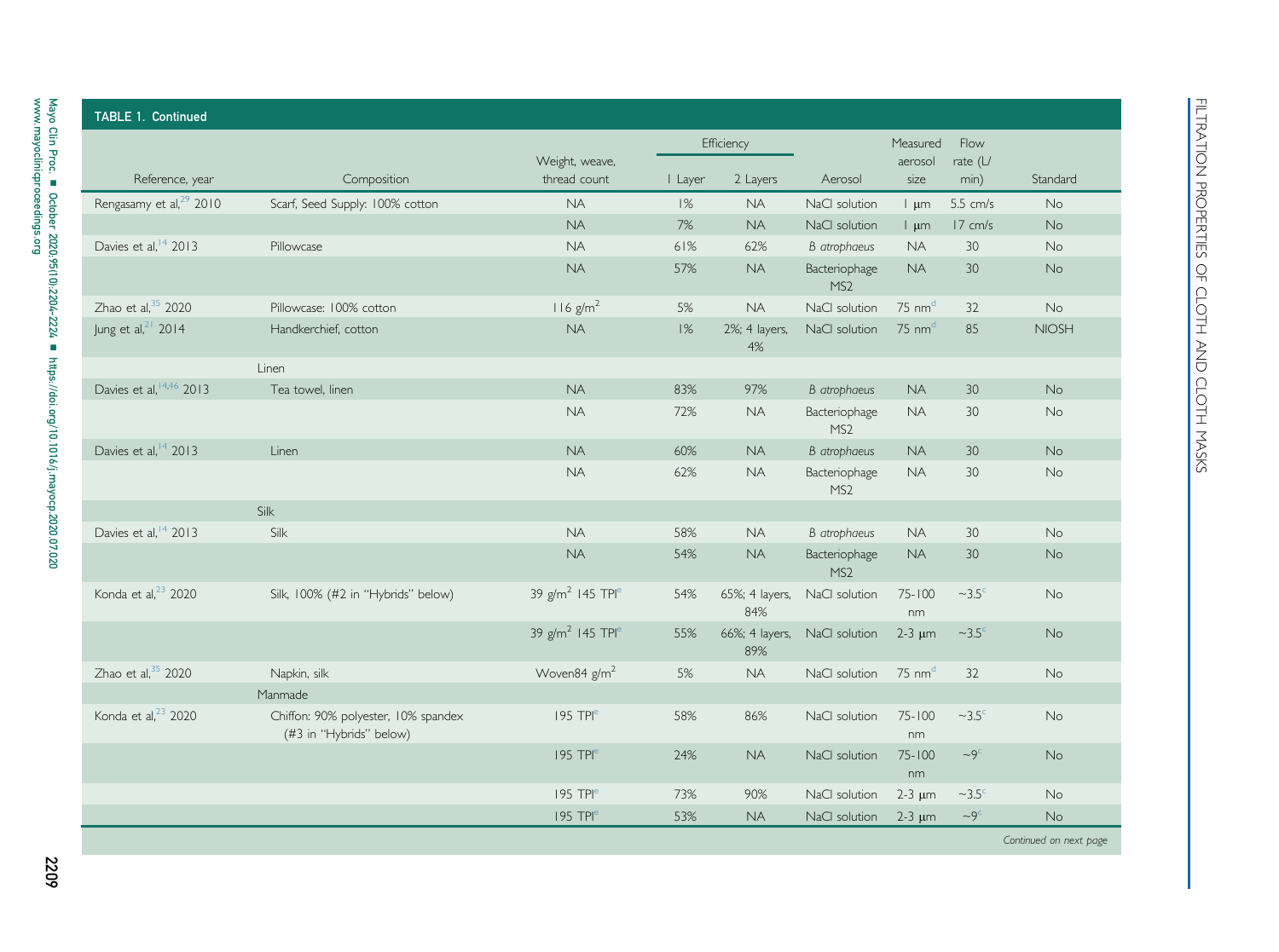**TABLE 1. Continued**

| Reference, year | Composition | Weight, weave, thread count | Efficiency | | Aerosol | Measured aerosol size | Flow rate (L/min) | Standard |
|---|---|---|---|---|---|---|---|---|
| | | | 1 Layer | 2 Layers | | | | |
| Rengasamy et al,[29] 2010 | Scarf, Seed Supply: 100% cotton | NA | 1% | NA | NaCl solution | 1 μm | 5.5 cm/s | No |
| | | NA | 7% | NA | NaCl solution | 1 μm | 17 cm/s | No |
| Davies et al,[14] 2013 | Pillowcase | NA | 61% | 62% | *B atrophaeus* | NA | 30 | No |
| | | NA | 57% | NA | Bacteriophage MS2 | NA | 30 | No |
| Zhao et al,[35] 2020 | Pillowcase: 100% cotton | 116 g/m$^2$ | 5% | NA | NaCl solution | 75 nm[d] | 32 | No |
| Jung et al,[21] 2014 | Handkerchief, cotton | NA | 1% | 2%; 4 layers, 4% | NaCl solution | 75 nm[d] | 85 | NIOSH |
| | Linen | | | | | | | |
| Davies et al,[14,46] 2013 | Tea towel, linen | NA | 83% | 97% | *B atrophaeus* | NA | 30 | No |
| | | NA | 72% | NA | Bacteriophage MS2 | NA | 30 | No |
| Davies et al,[14] 2013 | Linen | NA | 60% | NA | *B atrophaeus* | NA | 30 | No |
| | | NA | 62% | NA | Bacteriophage MS2 | NA | 30 | No |
| | Silk | | | | | | | |
| Davies et al,[14] 2013 | Silk | NA | 58% | NA | *B atrophaeus* | NA | 30 | No |
| | | NA | 54% | NA | Bacteriophage MS2 | NA | 30 | No |
| Konda et al,[23] 2020 | Silk, 100% (#2 in "Hybrids" below) | 39 g/m$^2$ 145 TPI[e] | 54% | 65%; 4 layers, 84% | NaCl solution | 75-100 nm | ~3.5[c] | No |
| | | 39 g/m$^2$ 145 TPI[e] | 55% | 66%; 4 layers, 89% | NaCl solution | 2-3 μm | ~3.5[c] | No |
| Zhao et al,[35] 2020 | Napkin, silk | Woven84 g/m$^2$ | 5% | NA | NaCl solution | 75 nm[d] | 32 | No |
| | Manmade | | | | | | | |
| Konda et al,[23] 2020 | Chiffon: 90% polyester, 10% spandex (#3 in "Hybrids" below) | 195 TPI[e] | 58% | 86% | NaCl solution | 75-100 nm | ~3.5[c] | No |
| | | 195 TPI[e] | 24% | NA | NaCl solution | 75-100 nm | ~9[c] | No |
| | | 195 TPI[e] | 73% | 90% | NaCl solution | 2-3 μm | ~3.5[c] | No |
| | | 195 TPI[e] | 53% | NA | NaCl solution | 2-3 μm | ~9[c] | No |

*Continued on next page*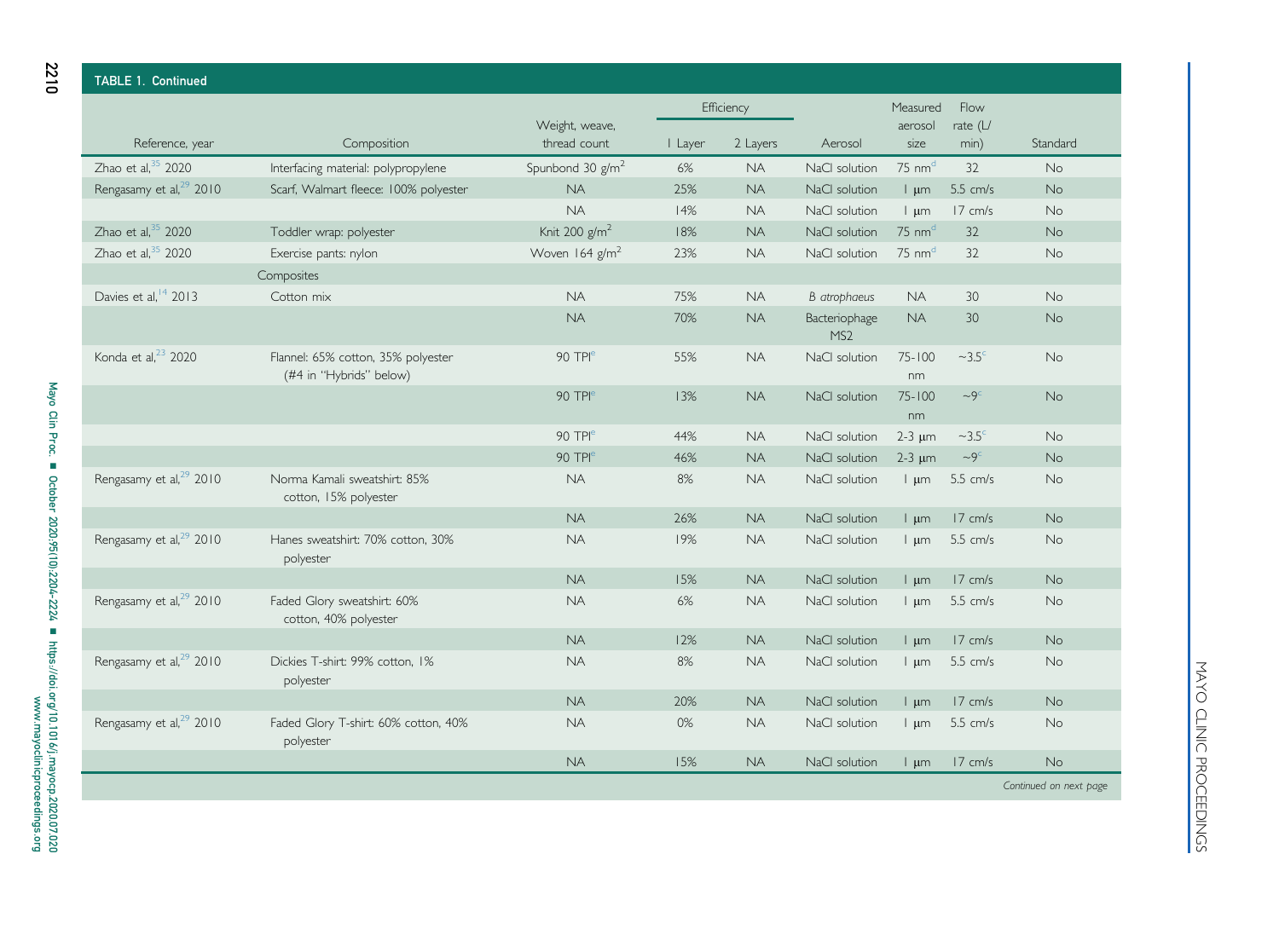**TABLE 1. Continued**

| Reference, year | Composition | Weight, weave, thread count | Efficiency | | Aerosol | Measured aerosol size | Flow rate (L/min) | Standard |
|---|---|---|---|---|---|---|---|---|
| | | | 1 Layer | 2 Layers | | | | |
| Zhao et al,[35] 2020 | Interfacing material: polypropylene | Spunbond 30 g/m$^2$ | 6% | NA | NaCl solution | 75 nm[d] | 32 | No |
| Rengasamy et al,[29] 2010 | Scarf, Walmart fleece: 100% polyester | NA | 25% | NA | NaCl solution | 1 μm | 5.5 cm/s | No |
| | | NA | 14% | NA | NaCl solution | 1 μm | 17 cm/s | No |
| Zhao et al,[35] 2020 | Toddler wrap: polyester | Knit 200 g/m$^2$ | 18% | NA | NaCl solution | 75 nm[d] | 32 | No |
| Zhao et al,[35] 2020 | Exercise pants: nylon | Woven 164 g/m$^2$ | 23% | NA | NaCl solution | 75 nm[d] | 32 | No |
| | Composites | | | | | | | |
| Davies et al,[14] 2013 | Cotton mix | NA | 75% | NA | *B atrophaeus* | NA | 30 | No |
| | | NA | 70% | NA | Bacteriophage MS2 | NA | 30 | No |
| Konda et al,[23] 2020 | Flannel: 65% cotton, 35% polyester (#4 in "Hybrids" below) | 90 TPI[e] | 55% | NA | NaCl solution | 75-100 nm | ~3.5[c] | No |
| | | 90 TPI[e] | 13% | NA | NaCl solution | 75-100 nm | ~9[c] | No |
| | | 90 TPI[e] | 44% | NA | NaCl solution | 2-3 μm | ~3.5[c] | No |
| | | 90 TPI[e] | 46% | NA | NaCl solution | 2-3 μm | ~9[c] | No |
| Rengasamy et al,[29] 2010 | Norma Kamali sweatshirt: 85% cotton, 15% polyester | NA | 8% | NA | NaCl solution | 1 μm | 5.5 cm/s | No |
| | | NA | 26% | NA | NaCl solution | 1 μm | 17 cm/s | No |
| Rengasamy et al,[29] 2010 | Hanes sweatshirt: 70% cotton, 30% polyester | NA | 19% | NA | NaCl solution | 1 μm | 5.5 cm/s | No |
| | | NA | 15% | NA | NaCl solution | 1 μm | 17 cm/s | No |
| Rengasamy et al,[29] 2010 | Faded Glory sweatshirt: 60% cotton, 40% polyester | NA | 6% | NA | NaCl solution | 1 μm | 5.5 cm/s | No |
| | | NA | 12% | NA | NaCl solution | 1 μm | 17 cm/s | No |
| Rengasamy et al,[29] 2010 | Dickies T-shirt: 99% cotton, 1% polyester | NA | 8% | NA | NaCl solution | 1 μm | 5.5 cm/s | No |
| | | NA | 20% | NA | NaCl solution | 1 μm | 17 cm/s | No |
| Rengasamy et al,[29] 2010 | Faded Glory T-shirt: 60% cotton, 40% polyester | NA | 0% | NA | NaCl solution | 1 μm | 5.5 cm/s | No |
| | | NA | 15% | NA | NaCl solution | 1 μm | 17 cm/s | No |

*Continued on next page*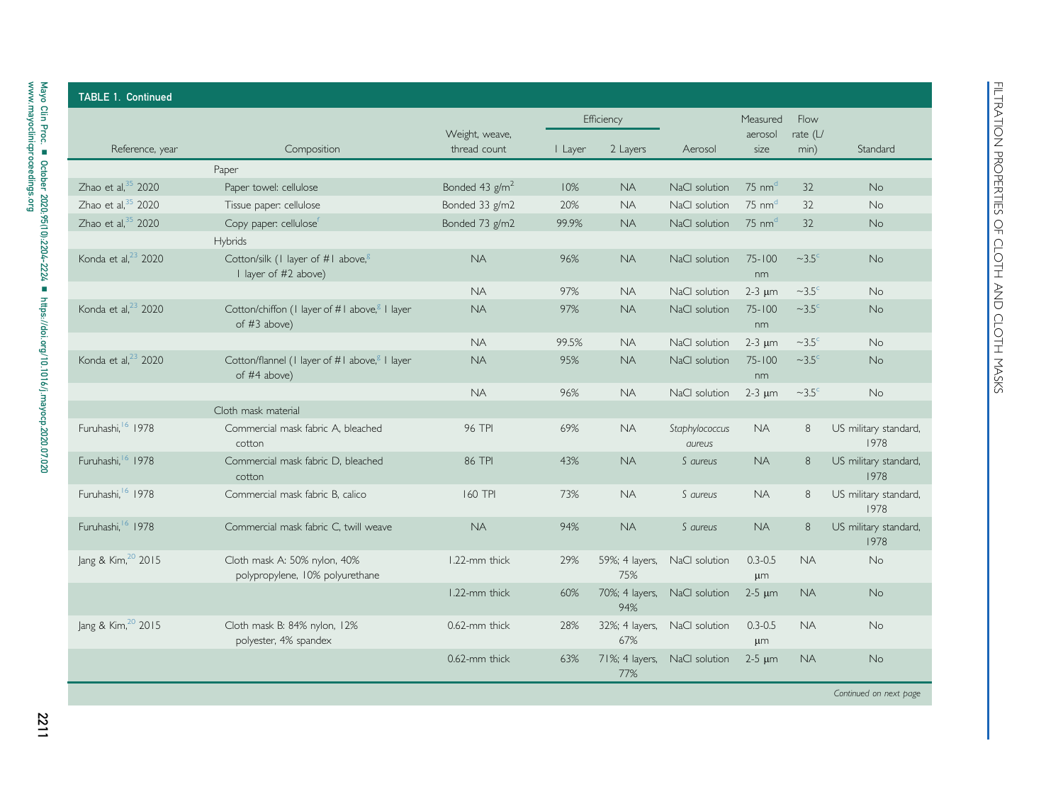TABLE 1. Continued

| Reference, year | Composition | Weight, weave, thread count | Efficiency | | Aerosol | Measured aerosol size | Flow rate (L/min) | Standard |
|---|---|---|---|---|---|---|---|---|
| | | | 1 Layer | 2 Layers | | | | |
| | Paper | | | | | | | |
| Zhao et al,[35] 2020 | Paper towel: cellulose | Bonded 43 g/m$^2$ | 10% | NA | NaCl solution | 75 nm[d] | 32 | No |
| Zhao et al,[35] 2020 | Tissue paper: cellulose | Bonded 33 g/m2 | 20% | NA | NaCl solution | 75 nm[d] | 32 | No |
| Zhao et al,[35] 2020 | Copy paper: cellulose[f] | Bonded 73 g/m2 | 99.9% | NA | NaCl solution | 75 nm[d] | 32 | No |
| | Hybrids | | | | | | | |
| Konda et al,[23] 2020 | Cotton/silk (1 layer of #1 above,[g] 1 layer of #2 above) | NA | 96% | NA | NaCl solution | 75-100 nm | ~3.5[c] | No |
| | | NA | 97% | NA | NaCl solution | 2-3 μm | ~3.5[c] | No |
| Konda et al,[23] 2020 | Cotton/chiffon (1 layer of #1 above,[g] 1 layer of #3 above) | NA | 97% | NA | NaCl solution | 75-100 nm | ~3.5[c] | No |
| | | NA | 99.5% | NA | NaCl solution | 2-3 μm | ~3.5[c] | No |
| Konda et al,[23] 2020 | Cotton/flannel (1 layer of #1 above,[g] 1 layer of #4 above) | NA | 95% | NA | NaCl solution | 75-100 nm | ~3.5[c] | No |
| | | NA | 96% | NA | NaCl solution | 2-3 μm | ~3.5[c] | No |
| | Cloth mask material | | | | | | | |
| Furuhashi,[16] 1978 | Commercial mask fabric A, bleached cotton | 96 TPI | 69% | NA | *Staphylococcus aureus* | NA | 8 | US military standard, 1978 |
| Furuhashi,[16] 1978 | Commercial mask fabric D, bleached cotton | 86 TPI | 43% | NA | *S aureus* | NA | 8 | US military standard, 1978 |
| Furuhashi,[16] 1978 | Commercial mask fabric B, calico | 160 TPI | 73% | NA | *S aureus* | NA | 8 | US military standard, 1978 |
| Furuhashi,[16] 1978 | Commercial mask fabric C, twill weave | NA | 94% | NA | *S aureus* | NA | 8 | US military standard, 1978 |
| Jang & Kim,[20] 2015 | Cloth mask A: 50% nylon, 40% polypropylene, 10% polyurethane | 1.22-mm thick | 29% | 59%; 4 layers, 75% | NaCl solution | 0.3-0.5 μm | NA | No |
| | | 1.22-mm thick | 60% | 70%; 4 layers, 94% | NaCl solution | 2-5 μm | NA | No |
| Jang & Kim,[20] 2015 | Cloth mask B: 84% nylon, 12% polyester, 4% spandex | 0.62-mm thick | 28% | 32%; 4 layers, 67% | NaCl solution | 0.3-0.5 μm | NA | No |
| | | 0.62-mm thick | 63% | 71%; 4 layers, 77% | NaCl solution | 2-5 μm | NA | No |

*Continued on next page*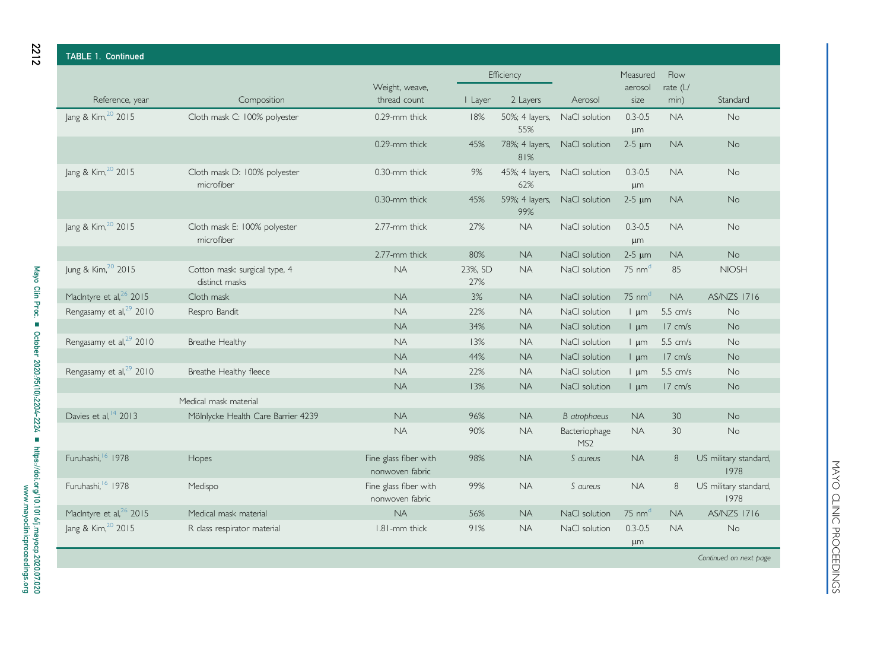**TABLE 1. Continued**

| Reference, year | Composition | Weight, weave, thread count | Efficiency | | Aerosol | Measured aerosol size | Flow rate (L/min) | Standard |
|---|---|---|---|---|---|---|---|---|
| | | | 1 Layer | 2 Layers | | | | |
| Jang & Kim,[20] 2015 | Cloth mask C: 100% polyester | 0.29-mm thick | 18% | 50%; 4 layers, 55% | NaCl solution | 0.3-0.5 μm | NA | No |
| | | 0.29-mm thick | 45% | 78%; 4 layers, 81% | NaCl solution | 2-5 μm | NA | No |
| Jang & Kim,[20] 2015 | Cloth mask D: 100% polyester microfiber | 0.30-mm thick | 9% | 45%; 4 layers, 62% | NaCl solution | 0.3-0.5 μm | NA | No |
| | | 0.30-mm thick | 45% | 59%; 4 layers, 99% | NaCl solution | 2-5 μm | NA | No |
| Jang & Kim,[20] 2015 | Cloth mask E: 100% polyester microfiber | 2.77-mm thick | 27% | NA | NaCl solution | 0.3-0.5 μm | NA | No |
| | | 2.77-mm thick | 80% | NA | NaCl solution | 2-5 μm | NA | No |
| Jung & Kim,[20] 2015 | Cotton mask: surgical type, 4 distinct masks | NA | 23%, SD 27% | NA | NaCl solution | 75 nm[d] | 85 | NIOSH |
| MacIntyre et al,[26] 2015 | Cloth mask | NA | 3% | NA | NaCl solution | 75 nm[d] | NA | AS/NZS 1716 |
| Rengasamy et al,[29] 2010 | Respro Bandit | NA | 22% | NA | NaCl solution | 1 μm | 5.5 cm/s | No |
| | | NA | 34% | NA | NaCl solution | 1 μm | 17 cm/s | No |
| Rengasamy et al,[29] 2010 | Breathe Healthy | NA | 13% | NA | NaCl solution | 1 μm | 5.5 cm/s | No |
| | | NA | 44% | NA | NaCl solution | 1 μm | 17 cm/s | No |
| Rengasamy et al,[29] 2010 | Breathe Healthy fleece | NA | 22% | NA | NaCl solution | 1 μm | 5.5 cm/s | No |
| | | NA | 13% | NA | NaCl solution | 1 μm | 17 cm/s | No |
| | Medical mask material | | | | | | | |
| Davies et al,[14] 2013 | Mölnlycke Health Care Barrier 4239 | NA | 96% | NA | *B atrophaeus* | NA | 30 | No |
| | | NA | 90% | NA | Bacteriophage MS2 | NA | 30 | No |
| Furuhashi,[16] 1978 | Hopes | Fine glass fiber with nonwoven fabric | 98% | NA | *S aureus* | NA | 8 | US military standard, 1978 |
| Furuhashi,[16] 1978 | Medispo | Fine glass fiber with nonwoven fabric | 99% | NA | *S aureus* | NA | 8 | US military standard, 1978 |
| MacIntyre et al,[26] 2015 | Medical mask material | NA | 56% | NA | NaCl solution | 75 nm[d] | NA | AS/NZS 1716 |
| Jang & Kim,[20] 2015 | R class respirator material | 1.81-mm thick | 91% | NA | NaCl solution | 0.3-0.5 μm | NA | No |

*Continued on next page*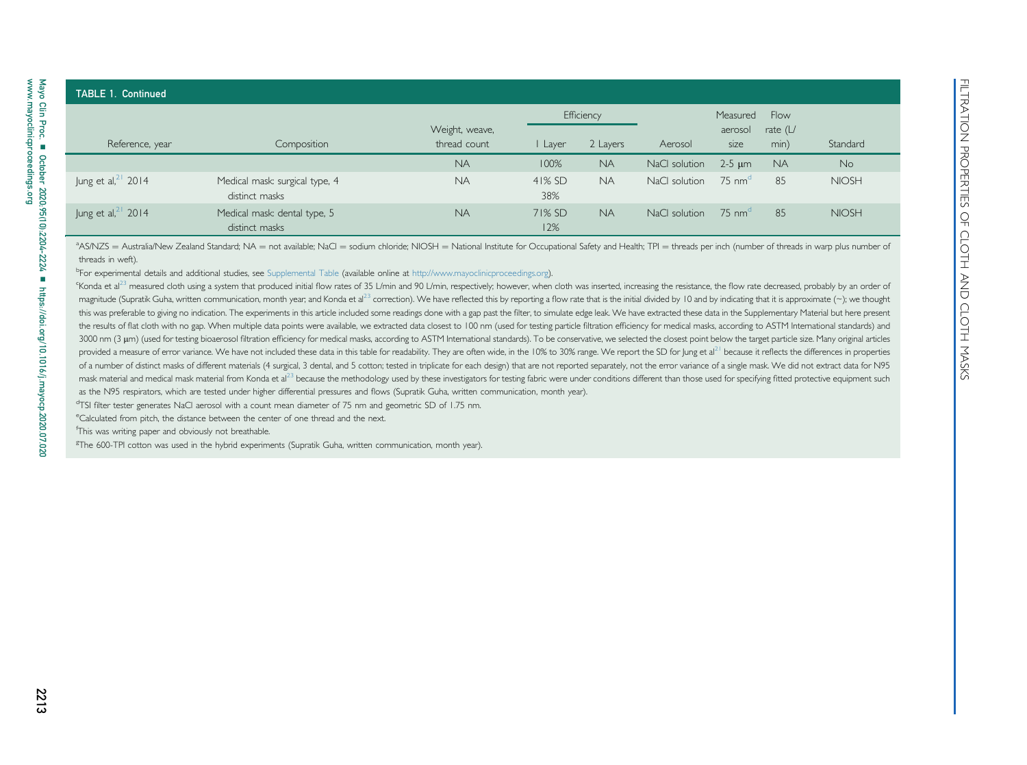**TABLE 1. Continued**

| Reference, year | Composition | Weight, weave, thread count | Efficiency | | Aerosol | Measured aerosol size | Flow rate (L/min) | Standard |
|---|---|---|---|---|---|---|---|---|
| | | | I Layer | 2 Layers | | | | |
| | | NA | 100% | NA | NaCl solution | 2-5 μm | NA | No |
| Jung et al,[21] 2014 | Medical mask: surgical type, 4 distinct masks | NA | 41% SD 38% | NA | NaCl solution | 75 nm[d] | 85 | NIOSH |
| Jung et al,[21] 2014 | Medical mask: dental type, 5 distinct masks | NA | 71% SD 12% | NA | NaCl solution | 75 nm[d] | 85 | NIOSH |

[a]AS/NZS = Australia/New Zealand Standard; NA = not available; NaCl = sodium chloride; NIOSH = National Institute for Occupational Safety and Health; TPI = threads per inch (number of threads in warp plus number of threads in weft).

[b]For experimental details and additional studies, see Supplemental Table (available online at http://www.mayoclinicproceedings.org).

[c]Konda et al[23] measured cloth using a system that produced initial flow rates of 35 L/min and 90 L/min, respectively; however, when cloth was inserted, increasing the resistance, the flow rate decreased, probably by an order of magnitude (Supratik Guha, written communication, month year; and Konda et al[23] correction). We have reflected this by reporting a flow rate that is the initial divided by 10 and by indicating that it is approximate (~); we thought this was preferable to giving no indication. The experiments in this article included some readings done with a gap past the filter, to simulate edge leak. We have extracted these data in the Supplementary Material but here present the results of flat cloth with no gap. When multiple data points were available, we extracted data closest to 100 nm (used for testing particle filtration efficiency for medical masks, according to ASTM International standards) and 3000 nm (3 μm) (used for testing bioaerosol filtration efficiency for medical masks, according to ASTM International standards). To be conservative, we selected the closest point below the target particle size. Many original articles provided a measure of error variance. We have not included these data in this table for readability. They are often wide, in the 10% to 30% range. We report the SD for Jung et al[21] because it reflects the differences in properties of a number of distinct masks of different materials (4 surgical, 3 dental, and 5 cotton; tested in triplicate for each design) that are not reported separately, not the error variance of a single mask. We did not extract data for N95 mask material and medical mask material from Konda et al[23] because the methodology used by these investigators for testing fabric were under conditions different than those used for specifying fitted protective equipment such as the N95 respirators, which are tested under higher differential pressures and flows (Supratik Guha, written communication, month year).

[d]TSI filter tester generates NaCl aerosol with a count mean diameter of 75 nm and geometric SD of 1.75 nm.

[e]Calculated from pitch, the distance between the center of one thread and the next.

[f]This was writing paper and obviously not breathable.

[g]The 600-TPI cotton was used in the hybrid experiments (Supratik Guha, written communication, month year).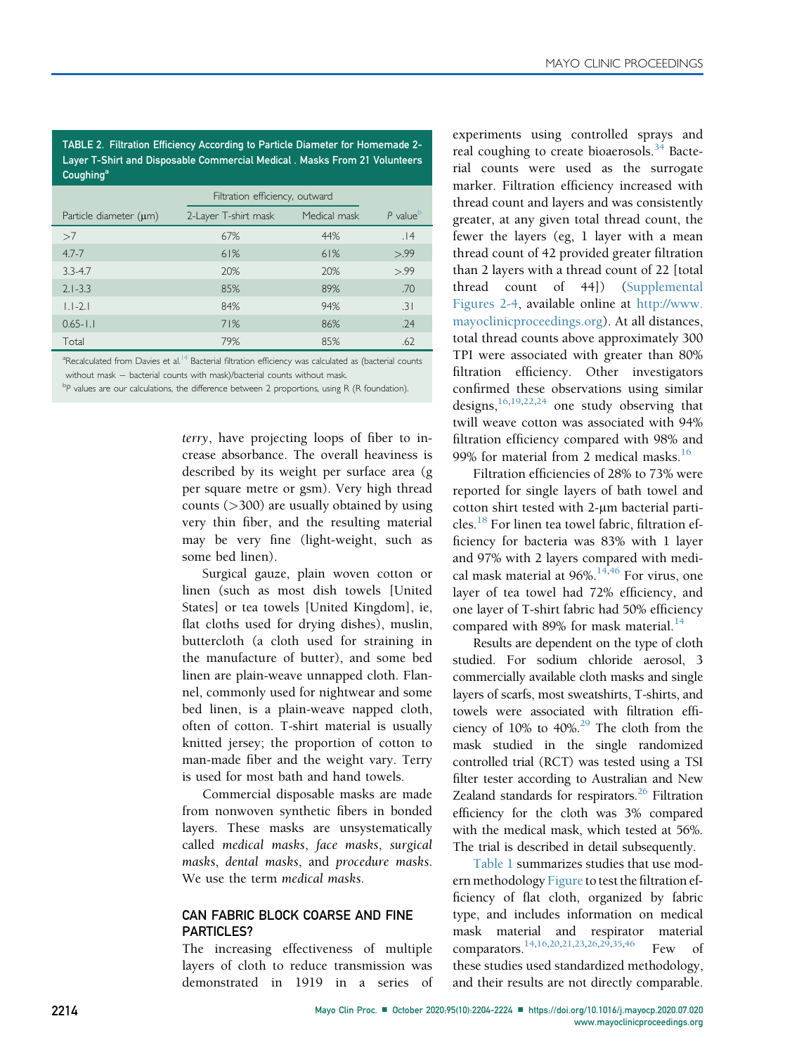TABLE 2. Filtration Efficiency According to Particle Diameter for Homemade 2-Layer T-Shirt and Disposable Commercial Medical . Masks From 21 Volunteers Coughing[a]

| | Filtration efficiency, outward | | |
|---|---|---|---|
| Particle diameter (μm) | 2-Layer T-shirt mask | Medical mask | *P* value[b] |
| >7 | 67% | 44% | .14 |
| 4.7-7 | 61% | 61% | >.99 |
| 3.3-4.7 | 20% | 20% | >.99 |
| 2.1-3.3 | 85% | 89% | .70 |
| 1.1-2.1 | 84% | 94% | .31 |
| 0.65-1.1 | 71% | 86% | .24 |
| Total | 79% | 85% | .62 |

[a]Recalculated from Davies et al.[14] Bacterial filtration efficiency was calculated as (bacterial counts without mask − bacterial counts with mask)/bacterial counts without mask.

[b]*P* values are our calculations, the difference between 2 proportions, using R (R foundation).

*terry*, have projecting loops of fiber to increase absorbance. The overall heaviness is described by its weight per surface area (g per square metre or gsm). Very high thread counts (>300) are usually obtained by using very thin fiber, and the resulting material may be very fine (light-weight, such as some bed linen).

Surgical gauze, plain woven cotton or linen (such as most dish towels [United States] or tea towels [United Kingdom], ie, flat cloths used for drying dishes), muslin, buttercloth (a cloth used for straining in the manufacture of butter), and some bed linen are plain-weave unnapped cloth. Flannel, commonly used for nightwear and some bed linen, is a plain-weave napped cloth, often of cotton. T-shirt material is usually knitted jersey; the proportion of cotton to man-made fiber and the weight vary. Terry is used for most bath and hand towels.

Commercial disposable masks are made from nonwoven synthetic fibers in bonded layers. These masks are unsystematically called *medical masks*, *face masks*, *surgical masks*, *dental masks*, and *procedure masks*. We use the term *medical masks*.

## CAN FABRIC BLOCK COARSE AND FINE PARTICLES?

The increasing effectiveness of multiple layers of cloth to reduce transmission was demonstrated in 1919 in a series of experiments using controlled sprays and real coughing to create bioaerosols.[34] Bacterial counts were used as the surrogate marker. Filtration efficiency increased with thread count and layers and was consistently greater, at any given total thread count, the fewer the layers (eg, 1 layer with a mean thread count of 42 provided greater filtration than 2 layers with a thread count of 22 [total thread count of 44]) (Supplemental Figures 2-4, available online at http://www.mayoclinicproceedings.org). At all distances, total thread counts above approximately 300 TPI were associated with greater than 80% filtration efficiency. Other investigators confirmed these observations using similar designs,[16,19,22,24] one study observing that twill weave cotton was associated with 94% filtration efficiency compared with 98% and 99% for material from 2 medical masks.[16]

Filtration efficiencies of 28% to 73% were reported for single layers of bath towel and cotton shirt tested with 2-μm bacterial particles.[18] For linen tea towel fabric, filtration efficiency for bacteria was 83% with 1 layer and 97% with 2 layers compared with medical mask material at 96%.[14,46] For virus, one layer of tea towel had 72% efficiency, and one layer of T-shirt fabric had 50% efficiency compared with 89% for mask material.[14]

Results are dependent on the type of cloth studied. For sodium chloride aerosol, 3 commercially available cloth masks and single layers of scarfs, most sweatshirts, T-shirts, and towels were associated with filtration efficiency of 10% to 40%.[29] The cloth from the mask studied in the single randomized controlled trial (RCT) was tested using a TSI filter tester according to Australian and New Zealand standards for respirators.[26] Filtration efficiency for the cloth was 3% compared with the medical mask, which tested at 56%. The trial is described in detail subsequently.

Table 1 summarizes studies that use modern methodology Figure to test the filtration efficiency of flat cloth, organized by fabric type, and includes information on medical mask material and respirator material comparators.[14,16,20,21,23,26,29,35,46] Few of these studies used standardized methodology, and their results are not directly comparable.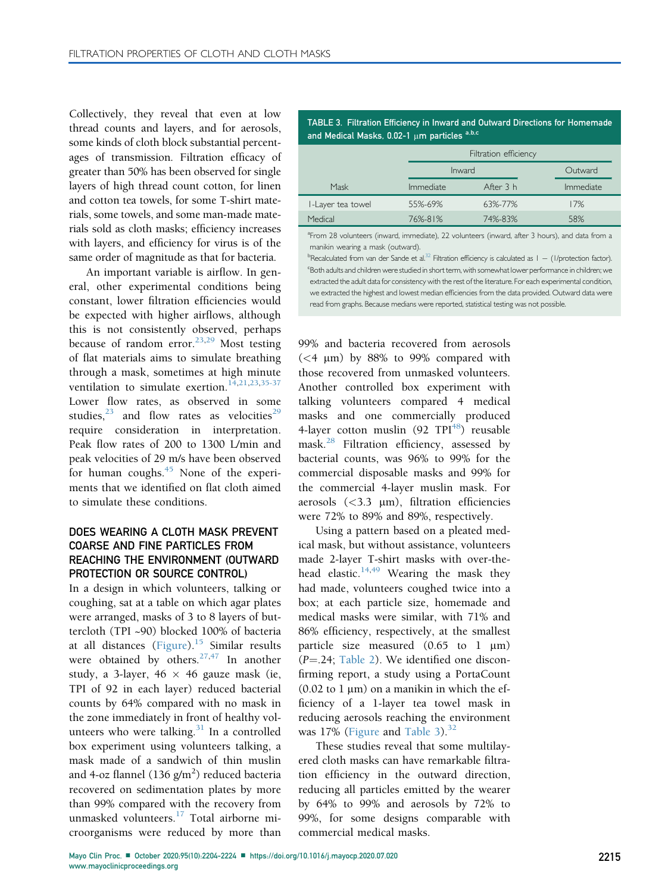Collectively, they reveal that even at low thread counts and layers, and for aerosols, some kinds of cloth block substantial percentages of transmission. Filtration efficacy of greater than 50% has been observed for single layers of high thread count cotton, for linen and cotton tea towels, for some T-shirt materials, some towels, and some man-made materials sold as cloth masks; efficiency increases with layers, and efficiency for virus is of the same order of magnitude as that for bacteria.

An important variable is airflow. In general, other experimental conditions being constant, lower filtration efficiencies would be expected with higher airflows, although this is not consistently observed, perhaps because of random error.[23,29] Most testing of flat materials aims to simulate breathing through a mask, sometimes at high minute ventilation to simulate exertion.[14,21,23,35-37] Lower flow rates, as observed in some studies,[23] and flow rates as velocities[29] require consideration in interpretation. Peak flow rates of 200 to 1300 L/min and peak velocities of 29 m/s have been observed for human coughs.[45] None of the experiments that we identified on flat cloth aimed to simulate these conditions.

## DOES WEARING A CLOTH MASK PREVENT COARSE AND FINE PARTICLES FROM REACHING THE ENVIRONMENT (OUTWARD PROTECTION OR SOURCE CONTROL)

In a design in which volunteers, talking or coughing, sat at a table on which agar plates were arranged, masks of 3 to 8 layers of buttercloth (TPI ~90) blocked 100% of bacteria at all distances (Figure).[15] Similar results were obtained by others.[27,47] In another study, a 3-layer, 46 × 46 gauze mask (ie, TPI of 92 in each layer) reduced bacterial counts by 64% compared with no mask in the zone immediately in front of healthy volunteers who were talking.[31] In a controlled box experiment using volunteers talking, a mask made of a sandwich of thin muslin and 4-oz flannel (136 g/m$^2$) reduced bacteria recovered on sedimentation plates by more than 99% compared with the recovery from unmasked volunteers.[17] Total airborne microorganisms were reduced by more than 99% and bacteria recovered from aerosols (<4 μm) by 88% to 99% compared with those recovered from unmasked volunteers. Another controlled box experiment with talking volunteers compared 4 medical masks and one commercially produced 4-layer cotton muslin (92 TPI[48]) reusable mask.[28] Filtration efficiency, assessed by bacterial counts, was 96% to 99% for the commercial disposable masks and 99% for the commercial 4-layer muslin mask. For aerosols (<3.3 μm), filtration efficiencies were 72% to 89% and 89%, respectively.

Using a pattern based on a pleated medical mask, but without assistance, volunteers made 2-layer T-shirt masks with over-the-head elastic.[14,49] Wearing the mask they had made, volunteers coughed twice into a box; at each particle size, homemade and medical masks were similar, with 71% and 86% efficiency, respectively, at the smallest particle size measured (0.65 to 1 μm) ($P$=.24; Table 2). We identified one disconfirming report, a study using a PortaCount (0.02 to 1 μm) on a manikin in which the efficiency of a 1-layer tea towel mask in reducing aerosols reaching the environment was 17% (Figure and Table 3).[32]

These studies reveal that some multilayered cloth masks can have remarkable filtration efficiency in the outward direction, reducing all particles emitted by the wearer by 64% to 99% and aerosols by 72% to 99%, for some designs comparable with commercial medical masks.

**TABLE 3. Filtration Efficiency in Inward and Outward Directions for Homemade and Medical Masks, 0.02-1 μm particles [a,b,c]**

| | Filtration efficiency | | |
|---|---|---|---|
| | Inward | | Outward |
| Mask | Immediate | After 3 h | Immediate |
| 1-Layer tea towel | 55%-69% | 63%-77% | 17% |
| Medical | 76%-81% | 74%-83% | 58% |

[a]From 28 volunteers (inward, immediate), 22 volunteers (inward, after 3 hours), and data from a manikin wearing a mask (outward).

[b]Recalculated from van der Sande et al.[32] Filtration efficiency is calculated as 1 − (1/protection factor).

[c]Both adults and children were studied in short term, with somewhat lower performance in children; we extracted the adult data for consistency with the rest of the literature. For each experimental condition, we extracted the highest and lowest median efficiencies from the data provided. Outward data were read from graphs. Because medians were reported, statistical testing was not possible.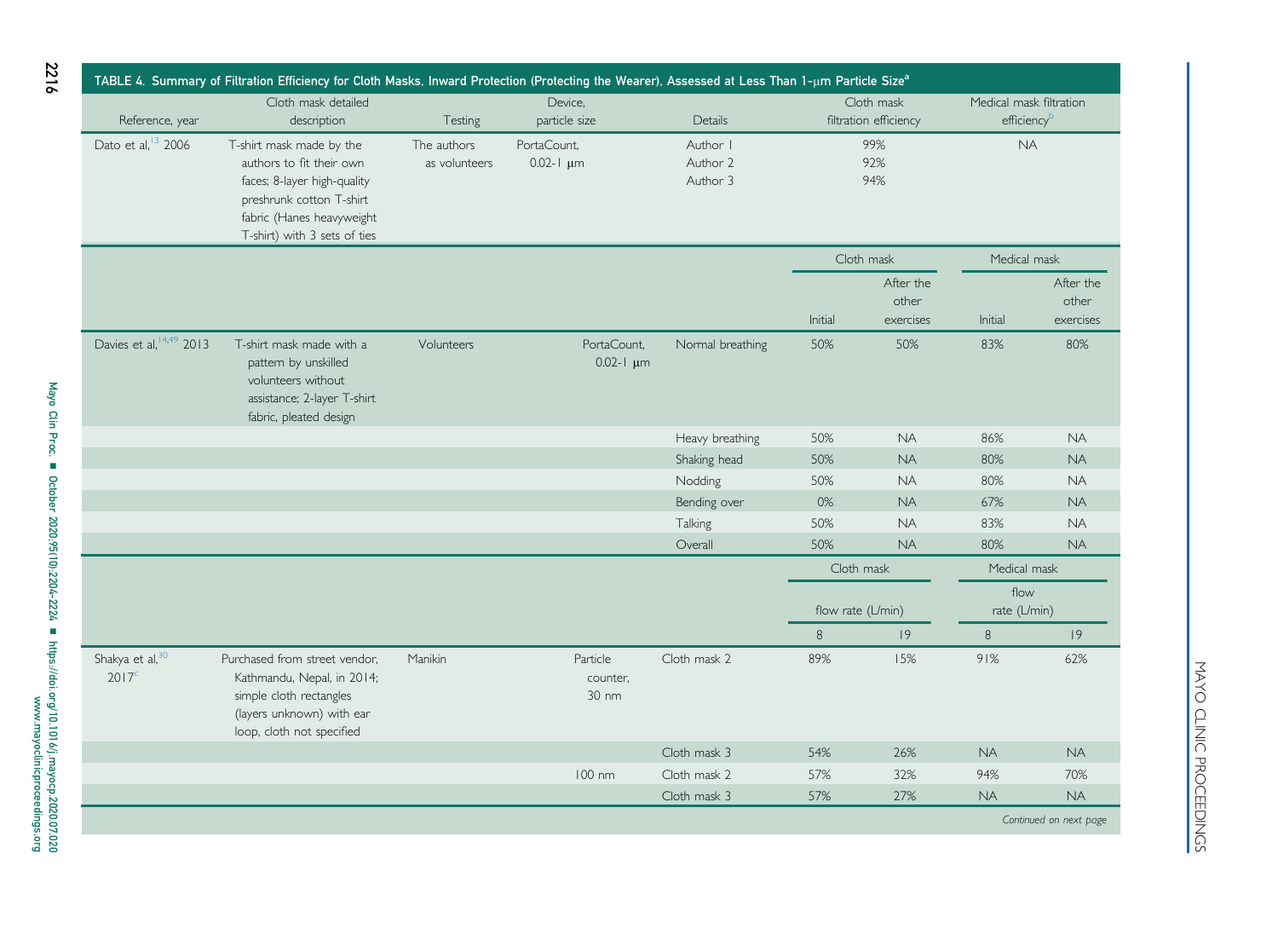TABLE 4. Summary of Filtration Efficiency for Cloth Masks, Inward Protection (Protecting the Wearer), Assessed at Less Than 1-μm Particle Size[a]

| Reference, year | Cloth mask detailed description | Testing | Device, particle size | Details | Cloth mask filtration efficiency | | Medical mask filtration efficiency[b] | |
|---|---|---|---|---|---|---|---|---|
| Dato et al,[13] 2006 | T-shirt mask made by the authors to fit their own faces; 8-layer high-quality preshrunk cotton T-shirt fabric (Hanes heavyweight T-shirt) with 3 sets of ties | The authors as volunteers | PortaCount, 0.02-1 μm | Author 1 | 99% | | NA | |
| | | | | Author 2 | 92% | | | |
| | | | | Author 3 | 94% | | | |
| | | | | | Cloth mask | | Medical mask | |
| | | | | | Initial | After the other exercises | Initial | After the other exercises |
| Davies et al,[14,49] 2013 | T-shirt mask made with a pattern by unskilled volunteers without assistance; 2-layer T-shirt fabric, pleated design | Volunteers | PortaCount, 0.02-1 μm | Normal breathing | 50% | 50% | 83% | 80% |
| | | | | Heavy breathing | 50% | NA | 86% | NA |
| | | | | Shaking head | 50% | NA | 80% | NA |
| | | | | Nodding | 50% | NA | 80% | NA |
| | | | | Bending over | 0% | NA | 67% | NA |
| | | | | Talking | 50% | NA | 83% | NA |
| | | | | Overall | 50% | NA | 80% | NA |
| | | | | | Cloth mask | | Medical mask | |
| | | | | | flow rate (L/min) | | flow rate (L/min) | |
| | | | | | 8 | 19 | 8 | 19 |
| Shakya et al,[30] 2017[c] | Purchased from street vendor, Kathmandu, Nepal, in 2014; simple cloth rectangles (layers unknown) with ear loop, cloth not specified | Manikin | Particle counter, 30 nm | Cloth mask 2 | 89% | 15% | 91% | 62% |
| | | | | Cloth mask 3 | 54% | 26% | NA | NA |
| | | | 100 nm | Cloth mask 2 | 57% | 32% | 94% | 70% |
| | | | | Cloth mask 3 | 57% | 27% | NA | NA |

*Continued on next page*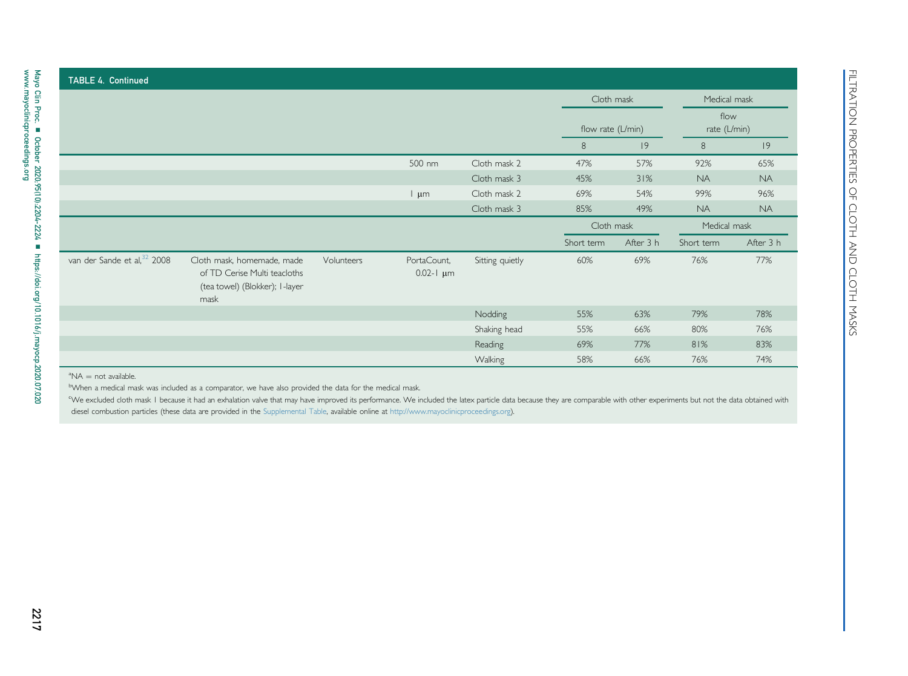**TABLE 4. Continued**

| | | | | | Cloth mask | | Medical mask | |
|---|---|---|---|---|---|---|---|---|
| | | | | | flow rate (L/min) | | flow rate (L/min) | |
| | | | | | 8 | 19 | 8 | 19 |
| | | | 500 nm | Cloth mask 2 | 47% | 57% | 92% | 65% |
| | | | | Cloth mask 3 | 45% | 31% | NA | NA |
| | | | 1 μm | Cloth mask 2 | 69% | 54% | 99% | 96% |
| | | | | Cloth mask 3 | 85% | 49% | NA | NA |
| | | | | | Cloth mask | | Medical mask | |
| | | | | | Short term | After 3 h | Short term | After 3 h |
| van der Sande et al,[32] 2008 | Cloth mask, homemade, made of TD Cerise Multi teacloths (tea towel) (Blokker); 1-layer mask | Volunteers | PortaCount, 0.02-1 μm | Sitting quietly | 60% | 69% | 76% | 77% |
| | | | | Nodding | 55% | 63% | 79% | 78% |
| | | | | Shaking head | 55% | 66% | 80% | 76% |
| | | | | Reading | 69% | 77% | 81% | 83% |
| | | | | Walking | 58% | 66% | 76% | 74% |

[a]NA = not available.

[b]When a medical mask was included as a comparator, we have also provided the data for the medical mask.

[c]We excluded cloth mask 1 because it had an exhalation valve that may have improved its performance. We included the latex particle data because they are comparable with other experiments but not the data obtained with diesel combustion particles (these data are provided in the Supplemental Table, available online at http://www.mayoclinicproceedings.org).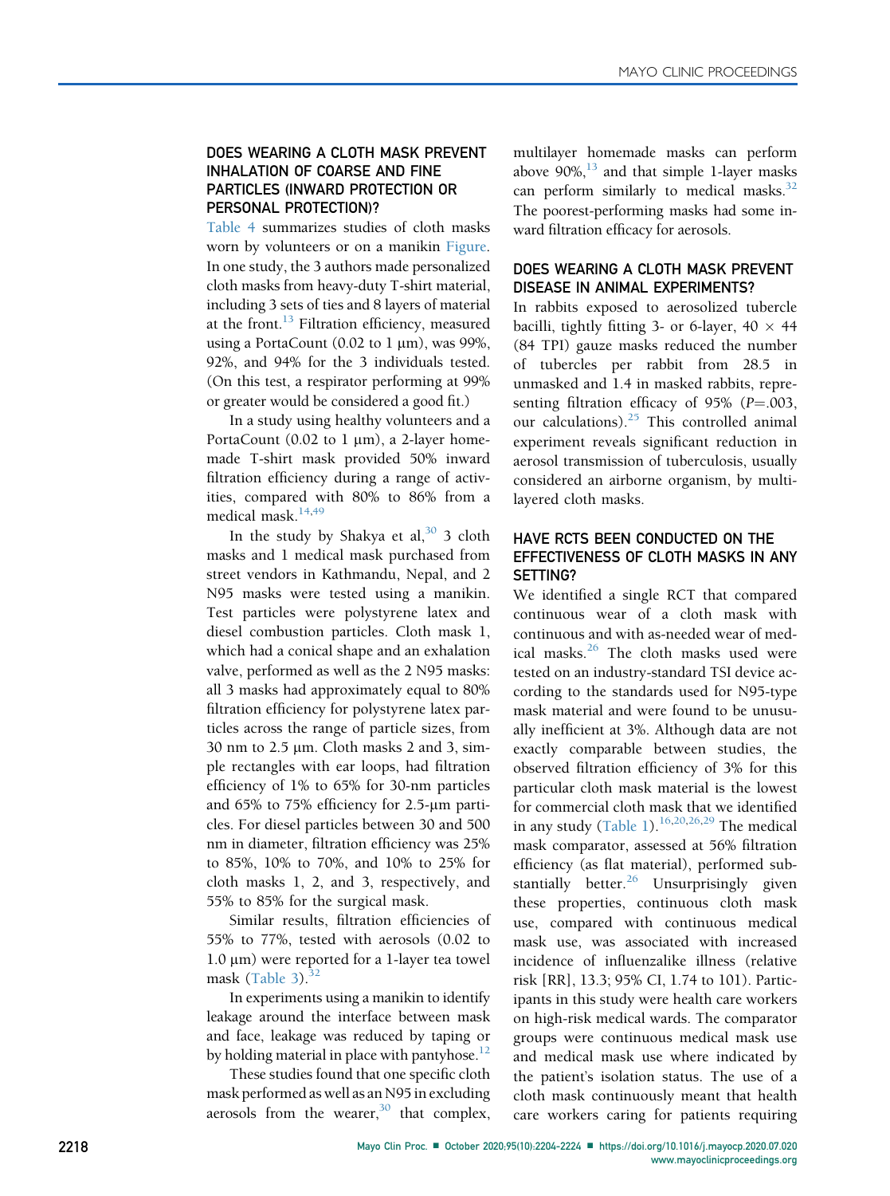## DOES WEARING A CLOTH MASK PREVENT INHALATION OF COARSE AND FINE PARTICLES (INWARD PROTECTION OR PERSONAL PROTECTION)?

Table 4 summarizes studies of cloth masks worn by volunteers or on a manikin Figure. In one study, the 3 authors made personalized cloth masks from heavy-duty T-shirt material, including 3 sets of ties and 8 layers of material at the front.[13] Filtration efficiency, measured using a PortaCount (0.02 to 1 μm), was 99%, 92%, and 94% for the 3 individuals tested. (On this test, a respirator performing at 99% or greater would be considered a good fit.)

In a study using healthy volunteers and a PortaCount (0.02 to 1 μm), a 2-layer homemade T-shirt mask provided 50% inward filtration efficiency during a range of activities, compared with 80% to 86% from a medical mask.[14,49]

In the study by Shakya et al,[30] 3 cloth masks and 1 medical mask purchased from street vendors in Kathmandu, Nepal, and 2 N95 masks were tested using a manikin. Test particles were polystyrene latex and diesel combustion particles. Cloth mask 1, which had a conical shape and an exhalation valve, performed as well as the 2 N95 masks: all 3 masks had approximately equal to 80% filtration efficiency for polystyrene latex particles across the range of particle sizes, from 30 nm to 2.5 μm. Cloth masks 2 and 3, simple rectangles with ear loops, had filtration efficiency of 1% to 65% for 30-nm particles and 65% to 75% efficiency for 2.5-μm particles. For diesel particles between 30 and 500 nm in diameter, filtration efficiency was 25% to 85%, 10% to 70%, and 10% to 25% for cloth masks 1, 2, and 3, respectively, and 55% to 85% for the surgical mask.

Similar results, filtration efficiencies of 55% to 77%, tested with aerosols (0.02 to 1.0 μm) were reported for a 1-layer tea towel mask (Table 3).[32]

In experiments using a manikin to identify leakage around the interface between mask and face, leakage was reduced by taping or by holding material in place with pantyhose.[12]

These studies found that one specific cloth mask performed as well as an N95 in excluding aerosols from the wearer,[30] that complex, multilayer homemade masks can perform above 90%,[13] and that simple 1-layer masks can perform similarly to medical masks.[32] The poorest-performing masks had some inward filtration efficacy for aerosols.

## DOES WEARING A CLOTH MASK PREVENT DISEASE IN ANIMAL EXPERIMENTS?

In rabbits exposed to aerosolized tubercle bacilli, tightly fitting 3- or 6-layer, 40 × 44 (84 TPI) gauze masks reduced the number of tubercles per rabbit from 28.5 in unmasked and 1.4 in masked rabbits, representing filtration efficacy of 95% ($P$=.003, our calculations).[25] This controlled animal experiment reveals significant reduction in aerosol transmission of tuberculosis, usually considered an airborne organism, by multilayered cloth masks.

## HAVE RCTS BEEN CONDUCTED ON THE EFFECTIVENESS OF CLOTH MASKS IN ANY SETTING?

We identified a single RCT that compared continuous wear of a cloth mask with continuous and with as-needed wear of medical masks.[26] The cloth masks used were tested on an industry-standard TSI device according to the standards used for N95-type mask material and were found to be unusually inefficient at 3%. Although data are not exactly comparable between studies, the observed filtration efficiency of 3% for this particular cloth mask material is the lowest for commercial cloth mask that we identified in any study (Table 1).[16,20,26,29] The medical mask comparator, assessed at 56% filtration efficiency (as flat material), performed substantially better.[26] Unsurprisingly given these properties, continuous cloth mask use, compared with continuous medical mask use, was associated with increased incidence of influenzalike illness (relative risk [RR], 13.3; 95% CI, 1.74 to 101). Participants in this study were health care workers on high-risk medical wards. The comparator groups were continuous medical mask use and medical mask use where indicated by the patient's isolation status. The use of a cloth mask continuously meant that health care workers caring for patients requiring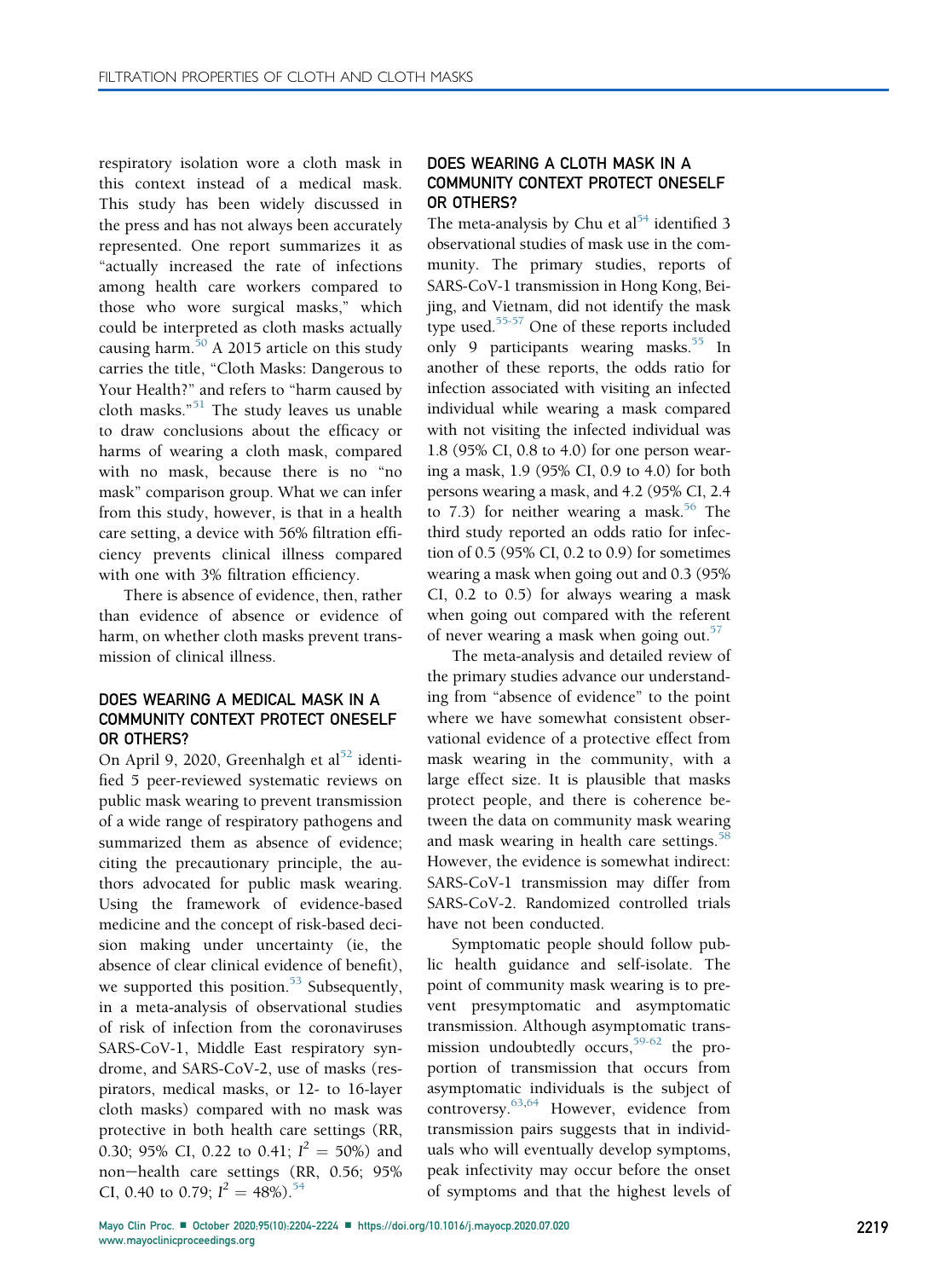respiratory isolation wore a cloth mask in this context instead of a medical mask. This study has been widely discussed in the press and has not always been accurately represented. One report summarizes it as "actually increased the rate of infections among health care workers compared to those who wore surgical masks," which could be interpreted as cloth masks actually causing harm.[50] A 2015 article on this study carries the title, "Cloth Masks: Dangerous to Your Health?" and refers to "harm caused by cloth masks."[51] The study leaves us unable to draw conclusions about the efficacy or harms of wearing a cloth mask, compared with no mask, because there is no "no mask" comparison group. What we can infer from this study, however, is that in a health care setting, a device with 56% filtration efficiency prevents clinical illness compared with one with 3% filtration efficiency.

There is absence of evidence, then, rather than evidence of absence or evidence of harm, on whether cloth masks prevent transmission of clinical illness.

## DOES WEARING A MEDICAL MASK IN A COMMUNITY CONTEXT PROTECT ONESELF OR OTHERS?

On April 9, 2020, Greenhalgh et al[52] identified 5 peer-reviewed systematic reviews on public mask wearing to prevent transmission of a wide range of respiratory pathogens and summarized them as absence of evidence; citing the precautionary principle, the authors advocated for public mask wearing. Using the framework of evidence-based medicine and the concept of risk-based decision making under uncertainty (ie, the absence of clear clinical evidence of benefit), we supported this position.[53] Subsequently, in a meta-analysis of observational studies of risk of infection from the coronaviruses SARS-CoV-1, Middle East respiratory syndrome, and SARS-CoV-2, use of masks (respirators, medical masks, or 12- to 16-layer cloth masks) compared with no mask was protective in both health care settings (RR, 0.30; 95% CI, 0.22 to 0.41; $I^2 = 50\%$) and non−health care settings (RR, 0.56; 95% CI, 0.40 to 0.79; $I^2 = 48\%$).[54]

## DOES WEARING A CLOTH MASK IN A COMMUNITY CONTEXT PROTECT ONESELF OR OTHERS?

The meta-analysis by Chu et al[54] identified 3 observational studies of mask use in the community. The primary studies, reports of SARS-CoV-1 transmission in Hong Kong, Beijing, and Vietnam, did not identify the mask type used.[55-57] One of these reports included only 9 participants wearing masks.[55] In another of these reports, the odds ratio for infection associated with visiting an infected individual while wearing a mask compared with not visiting the infected individual was 1.8 (95% CI, 0.8 to 4.0) for one person wearing a mask, 1.9 (95% CI, 0.9 to 4.0) for both persons wearing a mask, and 4.2 (95% CI, 2.4 to 7.3) for neither wearing a mask.[56] The third study reported an odds ratio for infection of 0.5 (95% CI, 0.2 to 0.9) for sometimes wearing a mask when going out and 0.3 (95% CI, 0.2 to 0.5) for always wearing a mask when going out compared with the referent of never wearing a mask when going out.[57]

The meta-analysis and detailed review of the primary studies advance our understanding from "absence of evidence" to the point where we have somewhat consistent observational evidence of a protective effect from mask wearing in the community, with a large effect size. It is plausible that masks protect people, and there is coherence between the data on community mask wearing and mask wearing in health care settings.[58] However, the evidence is somewhat indirect: SARS-CoV-1 transmission may differ from SARS-CoV-2. Randomized controlled trials have not been conducted.

Symptomatic people should follow public health guidance and self-isolate. The point of community mask wearing is to prevent presymptomatic and asymptomatic transmission. Although asymptomatic transmission undoubtedly occurs,[59-62] the proportion of transmission that occurs from asymptomatic individuals is the subject of controversy.[63,64] However, evidence from transmission pairs suggests that in individuals who will eventually develop symptoms, peak infectivity may occur before the onset of symptoms and that the highest levels of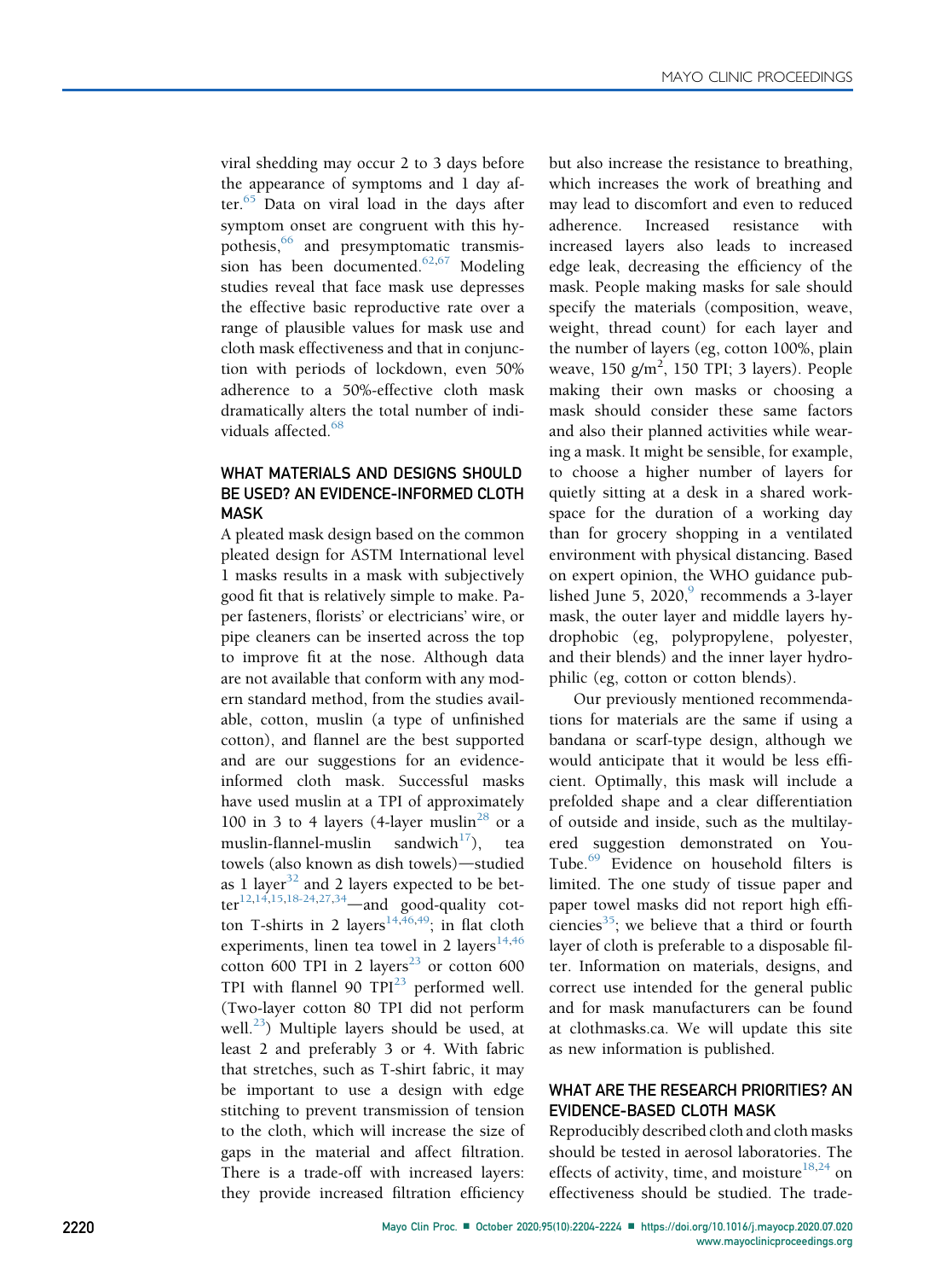viral shedding may occur 2 to 3 days before the appearance of symptoms and 1 day after.[65] Data on viral load in the days after symptom onset are congruent with this hypothesis,[66] and presymptomatic transmission has been documented.[62,67] Modeling studies reveal that face mask use depresses the effective basic reproductive rate over a range of plausible values for mask use and cloth mask effectiveness and that in conjunction with periods of lockdown, even 50% adherence to a 50%-effective cloth mask dramatically alters the total number of individuals affected.[68]

## WHAT MATERIALS AND DESIGNS SHOULD BE USED? AN EVIDENCE-INFORMED CLOTH MASK

A pleated mask design based on the common pleated design for ASTM International level 1 masks results in a mask with subjectively good fit that is relatively simple to make. Paper fasteners, florists' or electricians' wire, or pipe cleaners can be inserted across the top to improve fit at the nose. Although data are not available that conform with any modern standard method, from the studies available, cotton, muslin (a type of unfinished cotton), and flannel are the best supported and are our suggestions for an evidence-informed cloth mask. Successful masks have used muslin at a TPI of approximately 100 in 3 to 4 layers (4-layer muslin[28] or a muslin-flannel-muslin sandwich[17]), tea towels (also known as dish towels)—studied as 1 layer[32] and 2 layers expected to be better[12,14,15,18-24,27,34]—and good-quality cotton T-shirts in 2 layers[14,46,49]; in flat cloth experiments, linen tea towel in 2 layers[14,46] cotton 600 TPI in 2 layers[23] or cotton 600 TPI with flannel 90 TPI[23] performed well. (Two-layer cotton 80 TPI did not perform well.[23]) Multiple layers should be used, at least 2 and preferably 3 or 4. With fabric that stretches, such as T-shirt fabric, it may be important to use a design with edge stitching to prevent transmission of tension to the cloth, which will increase the size of gaps in the material and affect filtration. There is a trade-off with increased layers: they provide increased filtration efficiency but also increase the resistance to breathing, which increases the work of breathing and may lead to discomfort and even to reduced adherence. Increased resistance with increased layers also leads to increased edge leak, decreasing the efficiency of the mask. People making masks for sale should specify the materials (composition, weave, weight, thread count) for each layer and the number of layers (eg, cotton 100%, plain weave, 150 g/m$^2$, 150 TPI; 3 layers). People making their own masks or choosing a mask should consider these same factors and also their planned activities while wearing a mask. It might be sensible, for example, to choose a higher number of layers for quietly sitting at a desk in a shared workspace for the duration of a working day than for grocery shopping in a ventilated environment with physical distancing. Based on expert opinion, the WHO guidance published June 5, 2020,[9] recommends a 3-layer mask, the outer layer and middle layers hydrophobic (eg, polypropylene, polyester, and their blends) and the inner layer hydrophilic (eg, cotton or cotton blends).

Our previously mentioned recommendations for materials are the same if using a bandana or scarf-type design, although we would anticipate that it would be less efficient. Optimally, this mask will include a prefolded shape and a clear differentiation of outside and inside, such as the multilayered suggestion demonstrated on YouTube.[69] Evidence on household filters is limited. The one study of tissue paper and paper towel masks did not report high efficiencies[35]; we believe that a third or fourth layer of cloth is preferable to a disposable filter. Information on materials, designs, and correct use intended for the general public and for mask manufacturers can be found at clothmasks.ca. We will update this site as new information is published.

## WHAT ARE THE RESEARCH PRIORITIES? AN EVIDENCE-BASED CLOTH MASK

Reproducibly described cloth and cloth masks should be tested in aerosol laboratories. The effects of activity, time, and moisture[18,24] on effectiveness should be studied. The trade-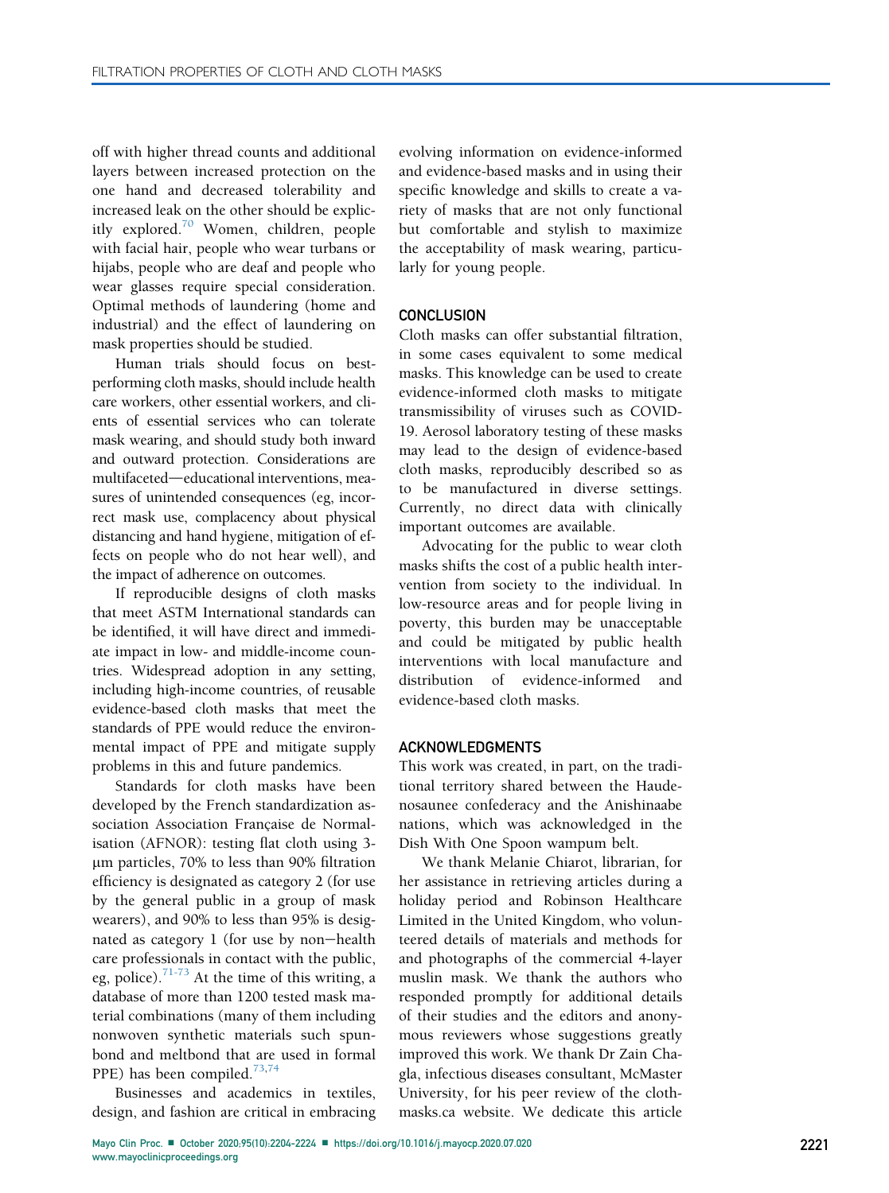off with higher thread counts and additional layers between increased protection on the one hand and decreased tolerability and increased leak on the other should be explicitly explored.[70] Women, children, people with facial hair, people who wear turbans or hijabs, people who are deaf and people who wear glasses require special consideration. Optimal methods of laundering (home and industrial) and the effect of laundering on mask properties should be studied.

Human trials should focus on best-performing cloth masks, should include health care workers, other essential workers, and clients of essential services who can tolerate mask wearing, and should study both inward and outward protection. Considerations are multifaceted—educational interventions, measures of unintended consequences (eg, incorrect mask use, complacency about physical distancing and hand hygiene, mitigation of effects on people who do not hear well), and the impact of adherence on outcomes.

If reproducible designs of cloth masks that meet ASTM International standards can be identified, it will have direct and immediate impact in low- and middle-income countries. Widespread adoption in any setting, including high-income countries, of reusable evidence-based cloth masks that meet the standards of PPE would reduce the environmental impact of PPE and mitigate supply problems in this and future pandemics.

Standards for cloth masks have been developed by the French standardization association Association Française de Normalisation (AFNOR): testing flat cloth using 3-μm particles, 70% to less than 90% filtration efficiency is designated as category 2 (for use by the general public in a group of mask wearers), and 90% to less than 95% is designated as category 1 (for use by non−health care professionals in contact with the public, eg, police).[71-73] At the time of this writing, a database of more than 1200 tested mask material combinations (many of them including nonwoven synthetic materials such spunbond and meltbond that are used in formal PPE) has been compiled.[73,74]

Businesses and academics in textiles, design, and fashion are critical in embracing evolving information on evidence-informed and evidence-based masks and in using their specific knowledge and skills to create a variety of masks that are not only functional but comfortable and stylish to maximize the acceptability of mask wearing, particularly for young people.

## CONCLUSION

Cloth masks can offer substantial filtration, in some cases equivalent to some medical masks. This knowledge can be used to create evidence-informed cloth masks to mitigate transmissibility of viruses such as COVID-19. Aerosol laboratory testing of these masks may lead to the design of evidence-based cloth masks, reproducibly described so as to be manufactured in diverse settings. Currently, no direct data with clinically important outcomes are available.

Advocating for the public to wear cloth masks shifts the cost of a public health intervention from society to the individual. In low-resource areas and for people living in poverty, this burden may be unacceptable and could be mitigated by public health interventions with local manufacture and distribution of evidence-informed and evidence-based cloth masks.

## ACKNOWLEDGMENTS

This work was created, in part, on the traditional territory shared between the Haudenosaunee confederacy and the Anishinaabe nations, which was acknowledged in the Dish With One Spoon wampum belt.

We thank Melanie Chiarot, librarian, for her assistance in retrieving articles during a holiday period and Robinson Healthcare Limited in the United Kingdom, who volunteered details of materials and methods for and photographs of the commercial 4-layer muslin mask. We thank the authors who responded promptly for additional details of their studies and the editors and anonymous reviewers whose suggestions greatly improved this work. We thank Dr Zain Chagla, infectious diseases consultant, McMaster University, for his peer review of the clothmasks.ca website. We dedicate this article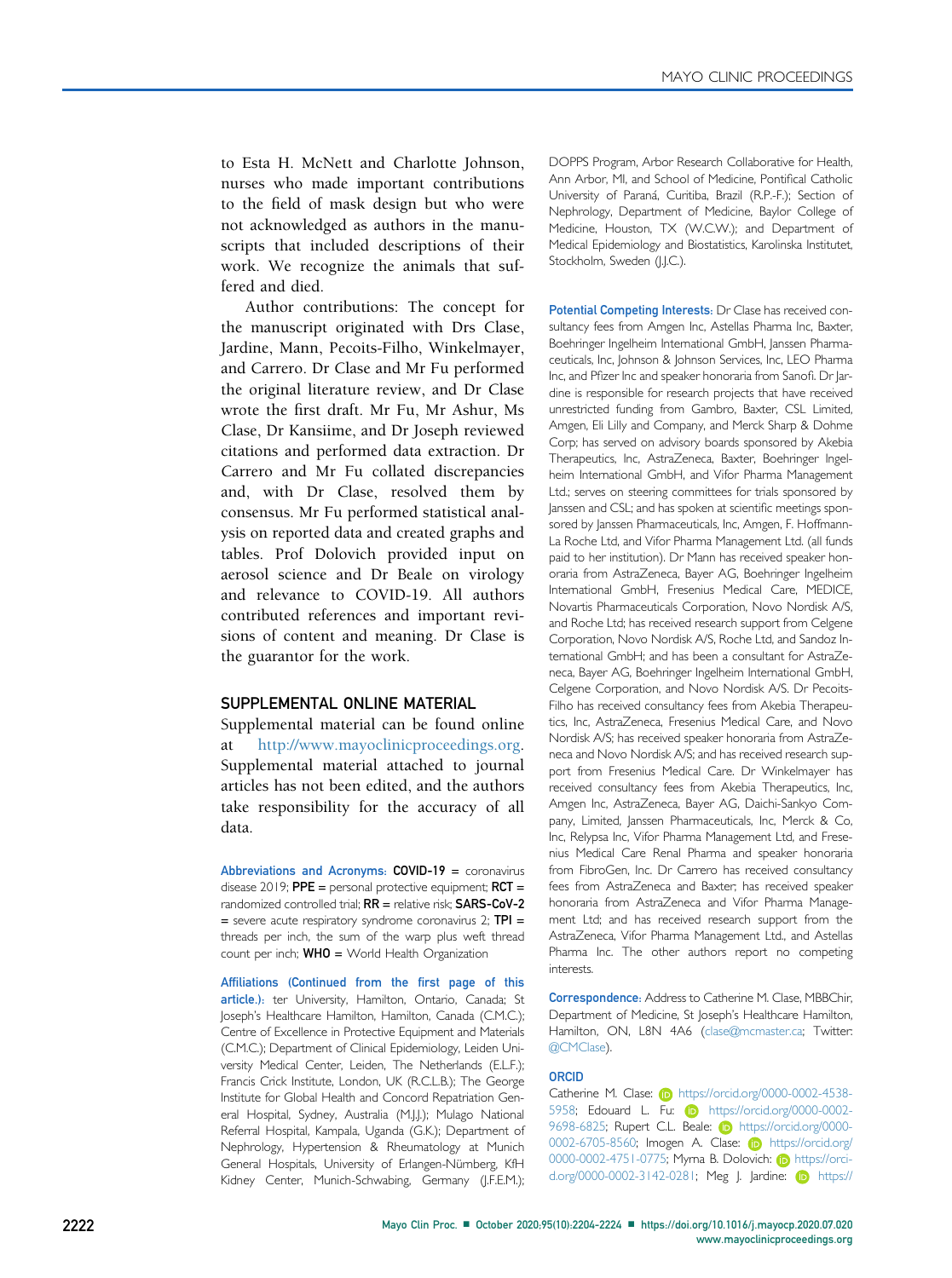to Esta H. McNett and Charlotte Johnson, nurses who made important contributions to the field of mask design but who were not acknowledged as authors in the manuscripts that included descriptions of their work. We recognize the animals that suffered and died.

Author contributions: The concept for the manuscript originated with Drs Clase, Jardine, Mann, Pecoits-Filho, Winkelmayer, and Carrero. Dr Clase and Mr Fu performed the original literature review, and Dr Clase wrote the first draft. Mr Fu, Mr Ashur, Ms Clase, Dr Kansiime, and Dr Joseph reviewed citations and performed data extraction. Dr Carrero and Mr Fu collated discrepancies and, with Dr Clase, resolved them by consensus. Mr Fu performed statistical analysis on reported data and created graphs and tables. Prof Dolovich provided input on aerosol science and Dr Beale on virology and relevance to COVID-19. All authors contributed references and important revisions of content and meaning. Dr Clase is the guarantor for the work.

## SUPPLEMENTAL ONLINE MATERIAL

Supplemental material can be found online at http://www.mayoclinicproceedings.org. Supplemental material attached to journal articles has not been edited, and the authors take responsibility for the accuracy of all data.

**Abbreviations and Acronyms:** **COVID-19** = coronavirus disease 2019; **PPE** = personal protective equipment; **RCT** = randomized controlled trial; **RR** = relative risk; **SARS-CoV-2** = severe acute respiratory syndrome coronavirus 2; **TPI** = threads per inch, the sum of the warp plus weft thread count per inch; **WHO** = World Health Organization

**Affiliations (Continued from the first page of this article.):** ter University, Hamilton, Ontario, Canada; St Joseph's Healthcare Hamilton, Hamilton, Canada (C.M.C.); Centre of Excellence in Protective Equipment and Materials (C.M.C.); Department of Clinical Epidemiology, Leiden University Medical Center, Leiden, The Netherlands (E.L.F.); Francis Crick Institute, London, UK (R.C.L.B.); The George Institute for Global Health and Concord Repatriation General Hospital, Sydney, Australia (M.J.J.); Mulago National Referral Hospital, Kampala, Uganda (G.K.); Department of Nephrology, Hypertension & Rheumatology at Munich General Hospitals, University of Erlangen-Nürnberg, KfH Kidney Center, Munich-Schwabing, Germany (J.F.E.M.); DOPPS Program, Arbor Research Collaborative for Health, Ann Arbor, MI, and School of Medicine, Pontifical Catholic University of Paraná, Curitiba, Brazil (R.P.-F.); Section of Nephrology, Department of Medicine, Baylor College of Medicine, Houston, TX (W.C.W.); and Department of Medical Epidemiology and Biostatistics, Karolinska Institutet, Stockholm, Sweden (J.J.C.).

**Potential Competing Interests:** Dr Clase has received consultancy fees from Amgen Inc, Astellas Pharma Inc, Baxter, Boehringer Ingelheim International GmbH, Janssen Pharmaceuticals, Inc, Johnson & Johnson Services, Inc, LEO Pharma Inc, and Pfizer Inc and speaker honoraria from Sanofi. Dr Jardine is responsible for research projects that have received unrestricted funding from Gambro, Baxter, CSL Limited, Amgen, Eli Lilly and Company, and Merck Sharp & Dohme Corp; has served on advisory boards sponsored by Akebia Therapeutics, Inc, AstraZeneca, Baxter, Boehringer Ingelheim International GmbH, and Vifor Pharma Management Ltd.; serves on steering committees for trials sponsored by Janssen and CSL; and has spoken at scientific meetings sponsored by Janssen Pharmaceuticals, Inc, Amgen, F. Hoffmann-La Roche Ltd, and Vifor Pharma Management Ltd. (all funds paid to her institution). Dr Mann has received speaker honoraria from AstraZeneca, Bayer AG, Boehringer Ingelheim International GmbH, Fresenius Medical Care, MEDICE, Novartis Pharmaceuticals Corporation, Novo Nordisk A/S, and Roche Ltd; has received research support from Celgene Corporation, Novo Nordisk A/S, Roche Ltd, and Sandoz International GmbH; and has been a consultant for AstraZeneca, Bayer AG, Boehringer Ingelheim International GmbH, Celgene Corporation, and Novo Nordisk A/S. Dr Pecoits-Filho has received consultancy fees from Akebia Therapeutics, Inc, AstraZeneca, Fresenius Medical Care, and Novo Nordisk A/S; has received speaker honoraria from AstraZeneca and Novo Nordisk A/S; and has received research support from Fresenius Medical Care. Dr Winkelmayer has received consultancy fees from Akebia Therapeutics, Inc, Amgen Inc, AstraZeneca, Bayer AG, Daichi-Sankyo Company, Limited, Janssen Pharmaceuticals, Inc, Merck & Co, Inc, Relypsa Inc, Vifor Pharma Management Ltd, and Fresenius Medical Care Renal Pharma and speaker honoraria from FibroGen, Inc. Dr Carrero has received consultancy fees from AstraZeneca and Baxter; has received speaker honoraria from AstraZeneca and Vifor Pharma Management Ltd; and has received research support from the AstraZeneca, Vifor Pharma Management Ltd., and Astellas Pharma Inc. The other authors report no competing interests.

**Correspondence:** Address to Catherine M. Clase, MBBChir, Department of Medicine, St Joseph's Healthcare Hamilton, Hamilton, ON, L8N 4A6 (clase@mcmaster.ca; Twitter: @CMClase).

**ORCID**

Catherine M. Clase: https://orcid.org/0000-0002-4538-5958; Edouard L. Fu: https://orcid.org/0000-0002-9698-6825; Rupert C.L. Beale: https://orcid.org/0000-0002-6705-8560; Imogen A. Clase: https://orcid.org/0000-0002-4751-0775; Myrna B. Dolovich: https://orcid.org/0000-0002-3142-0281; Meg J. Jardine: https://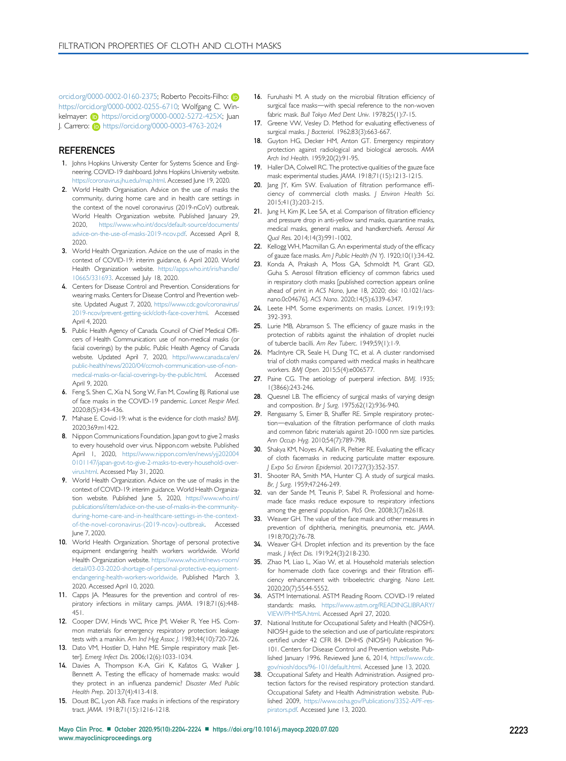orcid.org/0000-0002-0160-2375; Roberto Pecoits-Filho: https://orcid.org/0000-0002-0255-6710; Wolfgang C. Winkelmayer: https://orcid.org/0000-0002-5272-425X; Juan J. Carrero: https://orcid.org/0000-0003-4763-2024

## REFERENCES

1. Johns Hopkins University Center for Systems Science and Engineering. COVID-19 dashboard. Johns Hopkins University website. https://coronavirus.jhu.edu/map.html. Accessed June 19, 2020.
2. World Health Organisation. Advice on the use of masks the community, during home care and in health care settings in the context of the novel coronavirus (2019-nCoV) outbreak. World Health Organization website. Published January 29, 2020, https://www.who.int/docs/default-source/documents/advice-on-the-use-of-masks-2019-ncov.pdf. Accessed April 8, 2020.
3. World Health Organization. Advice on the use of masks in the context of COVID-19: interim guidance, 6 April 2020. World Health Organization website. https://apps.who.int/iris/handle/10665/331693. Accessed July 18, 2020.
4. Centers for Disease Control and Prevention. Considerations for wearing masks. Centers for Disease Control and Prevention website. Updated August 7, 2020, https://www.cdc.gov/coronavirus/2019-ncov/prevent-getting-sick/cloth-face-cover.html. Accessed April 4, 2020.
5. Public Health Agency of Canada. Council of Chief Medical Officers of Health Communication: use of non-medical masks (or facial coverings) by the public. Public Health Agency of Canada website. Updated April 7, 2020, https://www.canada.ca/en/public-health/news/2020/04/ccmoh-communication-use-of-non-medical-masks-or-facial-coverings-by-the-public.html. Accessed April 9, 2020.
6. Feng S, Shen C, Xia N, Song W, Fan M, Cowling BJ. Rational use of face masks in the COVID-19 pandemic. *Lancet Respir Med*. 2020;8(5):434-436.
7. Mahase E. Covid-19: what is the evidence for cloth masks? *BMJ*. 2020;369:m1422.
8. Nippon Communications Foundation. Japan govt to give 2 masks to every household over virus. Nippon.com website. Published April 1, 2020, https://www.nippon.com/en/news/yjj2020040101147/japan-govt-to-give-2-masks-to-every-household-over-virus.html. Accessed May 31, 2020.
9. World Health Organization. Advice on the use of masks in the context of COVID-19: interim guidance. World Health Organization website. Published June 5, 2020, https://www.who.int/publications/i/item/advice-on-the-use-of-masks-in-the-community-during-home-care-and-in-healthcare-settings-in-the-context-of-the-novel-coronavirus-(2019-ncov)-outbreak. Accessed June 7, 2020.
10. World Health Organization. Shortage of personal protective equipment endangering health workers worldwide. World Health Organization website. https://www.who.int/news-room/detail/03-03-2020-shortage-of-personal-protective-equipment-endangering-health-workers-worldwide. Published March 3, 2020. Accessed April 10, 2020.
11. Capps JA. Measures for the prevention and control of respiratory infections in military camps. *JAMA*. 1918;71(6):448-451.
12. Cooper DW, Hinds WC, Price JM, Weker R, Yee HS. Common materials for emergency respiratory protection: leakage tests with a manikin. *Am Ind Hyg Assoc J*. 1983;44(10):720-726.
13. Dato VM, Hostler D, Hahn ME. Simple respiratory mask [letter]. *Emerg Infect Dis*. 2006;12(6):1033-1034.
14. Davies A, Thompson K-A, Giri K, Kafatos G, Walker J, Bennett A. Testing the efficacy of homemade masks: would they protect in an influenza pandemic? *Disaster Med Public Health Prep*. 2013;7(4):413-418.
15. Doust BC, Lyon AB. Face masks in infections of the respiratory tract. *JAMA*. 1918;71(15):1216-1218.
16. Furuhashi M. A study on the microbial filtration efficiency of surgical face masks—with special reference to the non-woven fabric mask. *Bull Tokyo Med Dent Univ*. 1978;25(1):7-15.
17. Greene VW, Vesley D. Method for evaluating effectiveness of surgical masks. *J Bacteriol*. 1962;83(3):663-667.
18. Guyton HG, Decker HM, Anton GT. Emergency respiratory protection against radiological and biological aerosols. *AMA Arch Ind Health*. 1959;20(2):91-95.
19. Haller DA, Colwell RC. The protective qualities of the gauze face mask: experimental studies. *JAMA*. 1918;71(15):1213-1215.
20. Jang JY, Kim SW. Evaluation of filtration performance efficiency of commercial cloth masks. *J Environ Health Sci*. 2015;41(3):203-215.
21. Jung H, Kim JK, Lee SA, et al. Comparison of filtration efficiency and pressure drop in anti-yellow sand masks, quarantine masks, medical masks, general masks, and handkerchiefs. *Aerosol Air Qual Res*. 2014;14(3):991-1002.
22. Kellogg WH, Macmillan G. An experimental study of the efficacy of gauze face masks. *Am J Public Health (N Y)*. 1920;10(1):34-42.
23. Konda A, Prakash A, Moss GA, Schmoldt M, Grant GD, Guha S. Aerosol filtration efficiency of common fabrics used in respiratory cloth masks [published correction appears online ahead of print in *ACS Nano*, June 18, 2020; doi: 10.1021/acsnano.0c04676]. *ACS Nano*. 2020;14(5):6339-6347.
24. Leete HM. Some experiments on masks. *Lancet*. 1919;193:392-393.
25. Lurie MB, Abramson S. The efficiency of gauze masks in the protection of rabbits against the inhalation of droplet nuclei of tubercle bacilli. *Am Rev Tuberc*. 1949;59(1):1-9.
26. MacIntyre CR, Seale H, Dung TC, et al. A cluster randomised trial of cloth masks compared with medical masks in healthcare workers. *BMJ Open*. 2015;5(4):e006577.
27. Paine CG. The aetiology of puerperal infection. *BMJ*. 1935;1(3866):243-246.
28. Quesnel LB. The efficiency of surgical masks of varying design and composition. *Br J Surg*. 1975;62(12):936-940.
29. Rengasamy S, Eimer B, Shaffer RE. Simple respiratory protection—evaluation of the filtration performance of cloth masks and common fabric materials against 20-1000 nm size particles. *Ann Occup Hyg*. 2010;54(7):789-798.
30. Shakya KM, Noyes A, Kallin R, Peltier RE. Evaluating the efficacy of cloth facemasks in reducing particulate matter exposure. *J Expo Sci Environ Epidemiol*. 2017;27(3):352-357.
31. Shooter RA, Smith MA, Hunter CJ. A study of surgical masks. *Br. J Surg*. 1959;47:246-249.
32. van der Sande M, Teunis P, Sabel R. Professional and homemade face masks reduce exposure to respiratory infections among the general population. *PloS One*. 2008;3(7):e2618.
33. Weaver GH. The value of the face mask and other measures in prevention of diphtheria, meningitis, pneumonia, etc. *JAMA*. 1918;70(2):76-78.
34. Weaver GH. Droplet infection and its prevention by the face mask. *J Infect Dis*. 1919;24(3):218-230.
35. Zhao M, Liao L, Xiao W, et al. Household materials selection for homemade cloth face coverings and their filtration efficiency enhancement with triboelectric charging. *Nano Lett*. 2020;20(7):5544-5552.
36. ASTM International. ASTM Reading Room. COVID-19 related standards: masks. https://www.astm.org/READINGLIBRARY/VIEW/PHMSA.html. Accessed April 27, 2020.
37. National Institute for Occupational Safety and Health (NIOSH). NIOSH guide to the selection and use of particulate respirators: certified under 42 CFR 84. DHHS (NIOSH) Publication 96-101. Centers for Disease Control and Prevention website. Published January 1996. Reviewed June 6, 2014, https://www.cdc.gov/niosh/docs/96-101/default.html. Accessed June 13, 2020.
38. Occupational Safety and Health Administration. Assigned protection factors for the revised respiratory protection standard. Occupational Safety and Health Administration website. Published 2009, https://www.osha.gov/Publications/3352-APF-respirators.pdf. Accessed June 13, 2020.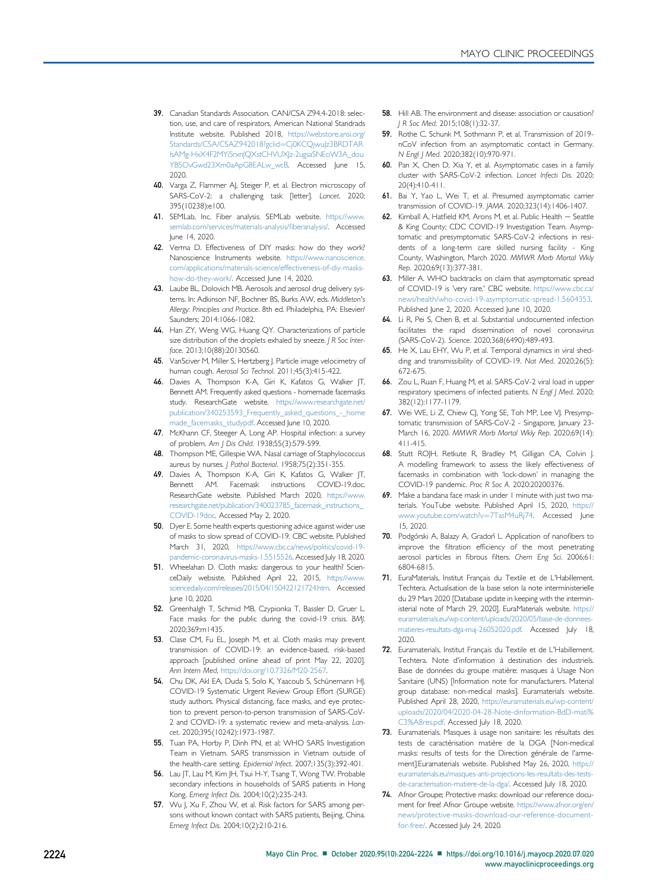39. Canadian Standards Association. CAN/CSA Z94.4-2018: selection, use, and care of respirators, American National Standrads Institute website. Published 2018, https://webstore.ansi.org/Standards/CSA/CSAZ942018?gclid=Cj0KCQjwuJz3BRDTARIsAMg-HxX4F2MYi5rxnJQXstCHVUXJz-2ugsaSNEoW3A_douYB5OvGwd23Xm0aApG8EALw_wcB. Accessed June 15, 2020.
40. Varga Z, Flammer AJ, Steiger P, et al. Electron microscopy of SARS-CoV-2: a challenging task [letter]. *Lancet*. 2020; 395(10238):e100.
41. SEMLab, Inc. Fiber analysis. SEMLab website. https://www.semlab.com/services/materials-analysis/fiberanalysis/. Accessed June 14, 2020.
42. Verma D. Effectiveness of DIY masks: how do they work? Nanoscience Instruments website. https://www.nanoscience.com/applications/materials-science/effectiveness-of-diy-masks-how-do-they-work/. Accessed June 14, 2020.
43. Laube BL, Dolovich MB. Aerosols and aerosol drug delivery systems. In: Adkinson NF, Bochner BS, Burks AW, eds. *Middleton's Allergy: Principles and Practice*. 8th ed. Philadelphia, PA: Elsevier/Saunders; 2014:1066-1082.
44. Han ZY, Weng WG, Huang QY. Characterizations of particle size distribution of the droplets exhaled by sneeze. *J R Soc Interface*. 2013;10(88):20130560.
45. VanSciver M, Miller S, Hertzberg J. Particle image velocimetry of human cough. *Aerosol Sci Technol*. 2011;45(3):415-422.
46. Davies A, Thompson K-A, Giri K, Kafatos G, Walker JT, Bennett AM. Frequently asked questions - homemade facemasks study. ResearchGate website. https://www.researchgate.net/publication/340253593_Frequently_asked_questions_-_homemade_facemasks_studypdf. Accessed June 10, 2020.
47. McKhann CF, Steeger A, Long AP. Hospital infection: a survey of problem. *Am J Dis Child*. 1938;55(3):579-599.
48. Thompson ME, Gillespie WA. Nasal carriage of Staphylococcus aureus by nurses. *J Pathol Bacteriol*. 1958;75(2):351-355.
49. Davies A, Thompson K-A, Giri K, Kafatos G, Walker JT, Bennett AM. Facemask instructions COVID-19.doc. ResearchGate website. Published March 2020, https://www.researchgate.net/publication/340023785_facemask_instructions_COVID-19doc. Accessed May 2, 2020.
50. Dyer E. Some health experts questioning advice against wider use of masks to slow spread of COVID-19. CBC website. Published March 31, 2020, https://www.cbc.ca/news/politics/covid-19-pandemic-coronavirus-masks-1.5515526. Accessed July 18, 2020.
51. Wheelahan D. Cloth masks: dangerous to your health? ScienceDaily websiste. Published April 22, 2015, https://www.sciencedaily.com/releases/2015/04/150422121724.htm. Accessed June 10, 2020.
52. Greenhalgh T, Schmid MB, Czypionka T, Bassler D, Gruer L. Face masks for the public during the covid-19 crisis. *BMJ*. 2020;369:m1435.
53. Clase CM, Fu EL, Joseph M, et al. Cloth masks may prevent transmission of COVID-19: an evidence-based, risk-based approach [published online ahead of print May 22, 2020]. *Ann Intern Med*, https://doi.org/10.7326/M20-2567.
54. Chu DK, Akl EA, Duda S, Solo K, Yaacoub S, Schünemann HJ. COVID-19 Systematic Urgent Review Group Effort (SURGE) study authors. Physical distancing, face masks, and eye protection to prevent person-to-person transmission of SARS-CoV-2 and COVID-19: a systematic review and meta-analysis. *Lancet*. 2020;395(10242):1973-1987.
55. Tuan PA, Horby P, Dinh PN, et al; WHO SARS Investigation Team in Vietnam. SARS transmission in Vietnam outside of the health-care setting. *Epidemiol Infect*. 2007;135(3):392-401.
56. Lau JT, Lau M, Kim JH, Tsui H-Y, Tsang T, Wong TW. Probable secondary infections in households of SARS patients in Hong Kong. *Emerg Infect Dis*. 2004;10(2):235-243.
57. Wu J, Xu F, Zhou W, et al. Risk factors for SARS among persons without known contact with SARS patients, Beijing, China. *Emerg Infect Dis*. 2004;10(2):210-216.
58. Hill AB. The environment and disease: association or causation? *J R Soc Med*. 2015;108(1):32-37.
59. Rothe C, Schunk M, Sothmann P, et al. Transmission of 2019-nCoV infection from an asymptomatic contact in Germany. *N Engl J Med*. 2020;382(10):970-971.
60. Pan X, Chen D, Xia Y, et al. Asymptomatic cases in a family cluster with SARS-CoV-2 infection. *Lancet Infecti Dis*. 2020; 20(4):410-411.
61. Bai Y, Yao L, Wei T, et al. Presumed asymptomatic carrier transmission of COVID-19. *JAMA*. 2020;323(14):1406-1407.
62. Kimball A, Hatfield KM, Arons M, et al. Public Health – Seattle & King County; CDC COVID-19 Investigation Team. Asymptomatic and presymptomatic SARS-CoV-2 infections in residents of a long-term care skilled nursing facility - King County, Washington, March 2020. *MMWR Morb Mortal Wkly Rep*. 2020;69(13):377-381.
63. Miller A. WHO backtracks on claim that asymptomatic spread of COVID-19 is 'very rare.' CBC website. https://www.cbc.ca/news/health/who-covid-19-asymptomatic-spread-1.5604353. Published June 2, 2020. Accessed June 10, 2020.
64. Li R, Pei S, Chen B, et al. Substantial undocumented infection facilitates the rapid dissemination of novel coronavirus (SARS-CoV-2). *Science*. 2020;368(6490):489-493.
65. He X, Lau EHY, Wu P, et al. Temporal dynamics in viral shedding and transmissibility of COVID-19. *Nat Med*. 2020;26(5): 672-675.
66. Zou L, Ruan F, Huang M, et al. SARS-CoV-2 viral load in upper respiratory specimens of infected patients. *N Engl J Med*. 2020; 382(12):1177-1179.
67. Wei WE, Li Z, Chiew CJ, Yong SE, Toh MP, Lee VJ. Presymptomatic transmission of SARS-CoV-2 - Singapore, January 23-March 16, 2020. *MMWR Morb Mortal Wkly Rep*. 2020;69(14): 411-415.
68. Stutt ROJH, Retkute R, Bradley M, Gilligan CA, Colvin J. A modelling framework to assess the likely effectiveness of facemasks in combination with 'lock-down' in managing the COVID-19 pandemic. *Proc R Soc A*. 2020:20200376.
69. Make a bandana face mask in under 1 minute with just two materials. YouTube website. Published April 15, 2020, https://www.youtube.com/watch?v=7TasM4uRj74. Accessed June 15, 2020.
70. Podgórski A, Balazy A, Gradoń L. Application of nanofibers to improve the filtration efficiency of the most penetrating aerosol particles in fibrous filters. *Chem Eng Sci*. 2006;61: 6804-6815.
71. EuraMaterials, Institut Français du Textile et de L'Habillement. Techtera. Actualisation de la base selon la note interministerielle du 29 Mars 2020 [Database update in keeping with the interministerial note of March 29, 2020]. EuraMaterials website. https://euramaterials.eu/wp-content/uploads/2020/05/base-de-donnees-matieres-resultats-dga-maj-26052020.pdf. Accessed July 18, 2020.
72. Euramaterials, Institut Français du Textile et de L'Habillement. Techtera. Note d'information à destination des industriels. Base de données du groupe matière: masques à Usage Non Sanitaire (UNS) [Information note for manufacturers. Material group database: non-medical masks]. Euramaterials website. Published April 28, 2020, https://euramaterials.eu/wp-content/uploads/2020/04/2020-04-28-Note-dinformation-BdD-mati%C3%A8res.pdf. Accessed July 18, 2020.
73. Euramaterials. Masques à usage non sanitaire: les résultats des tests de caractérisation matière de la DGA [Non-medical masks: results of tests for the Direction générale de l'armement].Euramaterials website. Published May 26, 2020, https://euramaterials.eu/masques-anti-projections-les-resultats-des-tests-de-caracterisation-matiere-de-la-dga/. Accessed July 18, 2020.
74. Afnor Groupe; Protective masks: download our reference document for free! Afnor Groupe website. https://www.afnor.org/en/news/protective-masks-download-our-reference-document-for-free/. Accessed July 24, 2020.